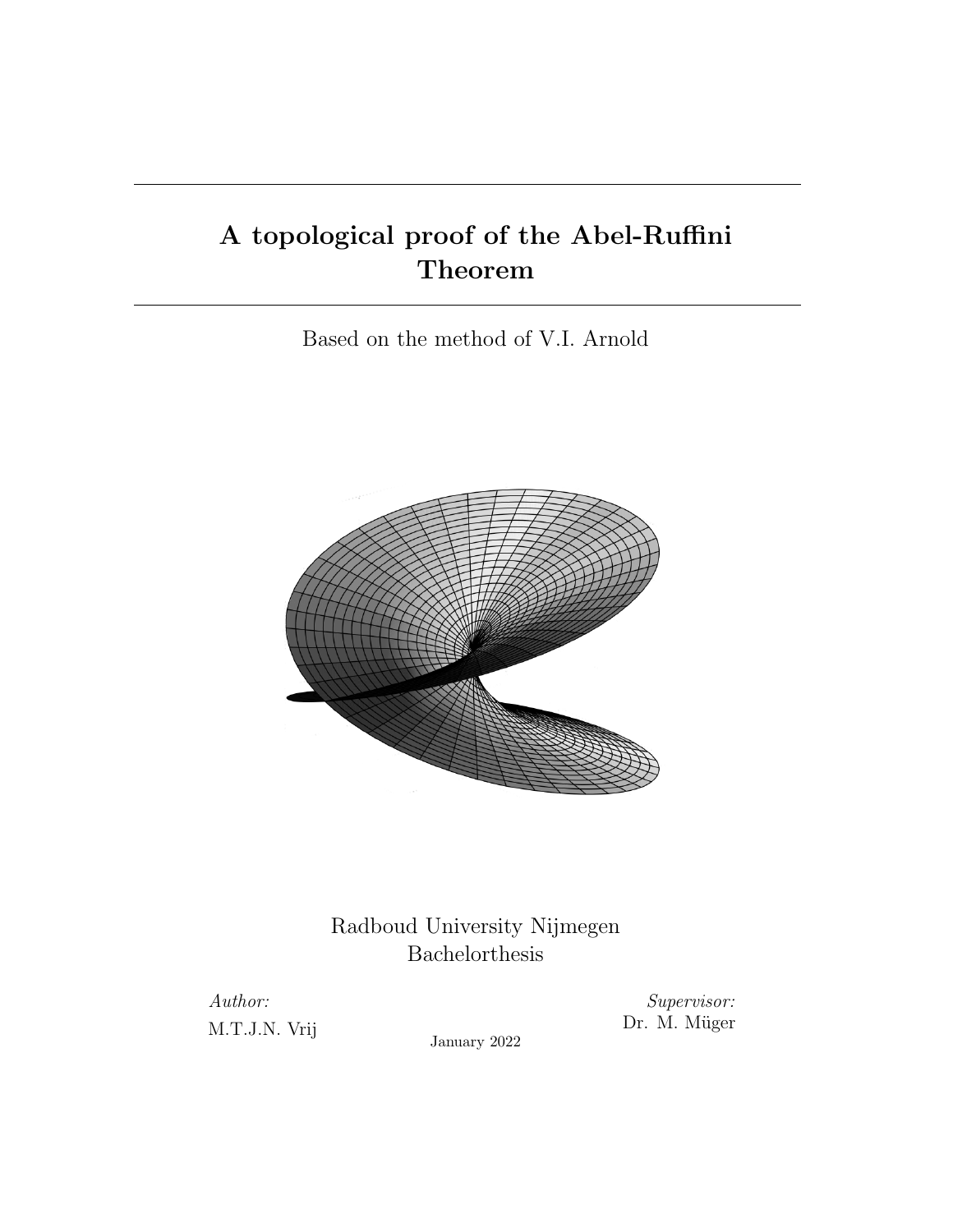# A topological proof of the Abel-Ruffini Theorem

Based on the method of V.I. Arnold

Radboud University Nijmegen

Bachelorthesis

*Author:*

M.T.J.N. Vrij

*Supervisor:*

Dr. M. Müger

January 2022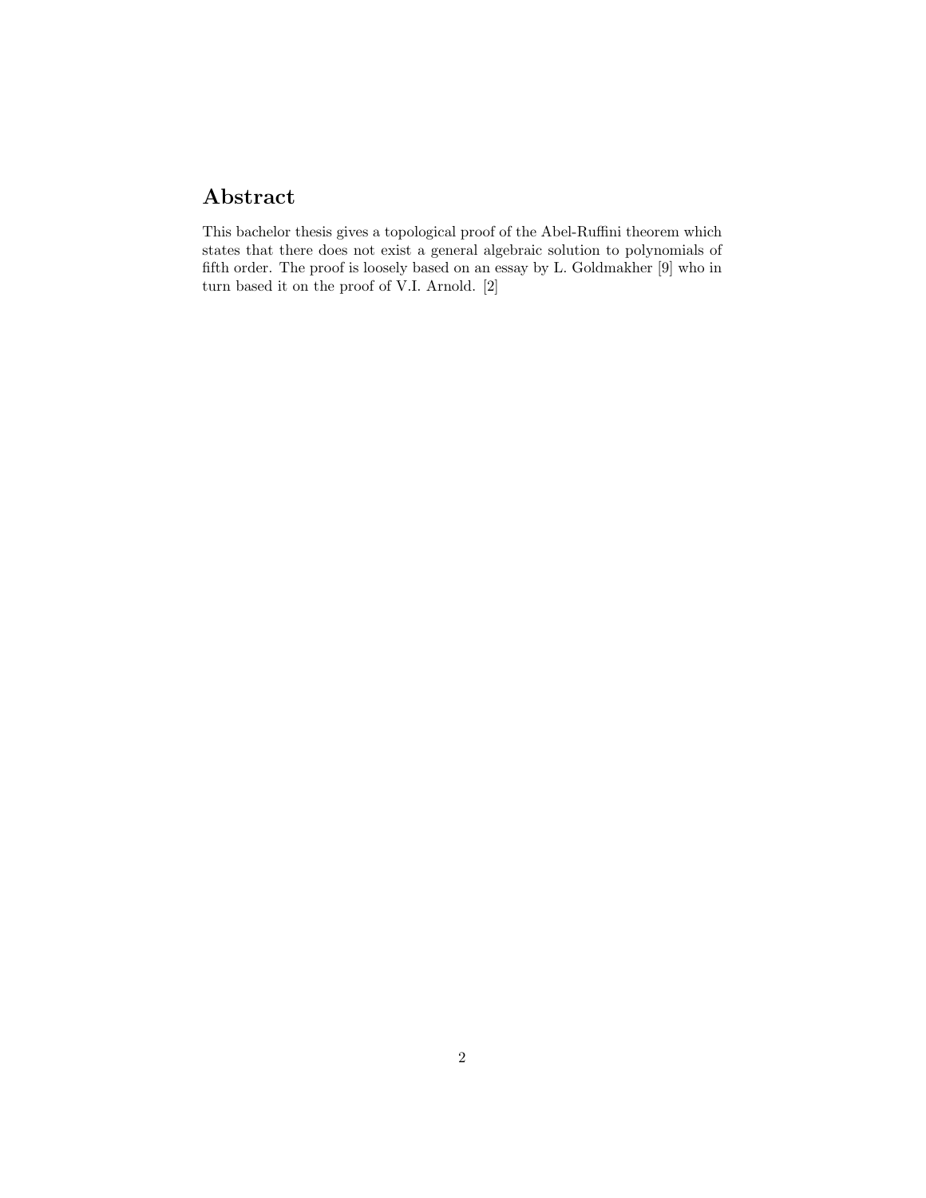## Abstract

This bachelor thesis gives a topological proof of the Abel-Ruffini theorem which states that there does not exist a general algebraic solution to polynomials of fifth order. The proof is loosely based on an essay by L. Goldmakher [9] who in turn based it on the proof of V.I. Arnold. [2]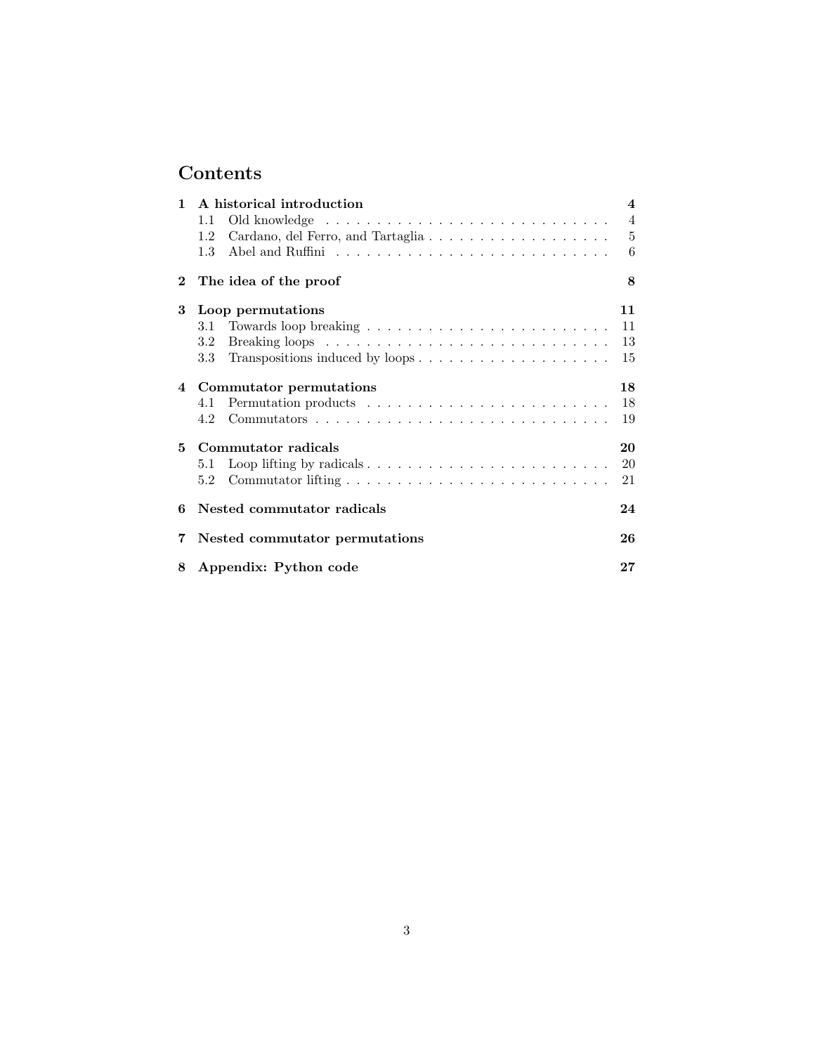# Contents

**1 A historical introduction** **4**

- 1.1 Old knowledge . . . . . . . . . . . . . . . . . . . . . . . . . . . . 4
- 1.2 Cardano, del Ferro, and Tartaglia . . . . . . . . . . . . . . . . . . 5
- 1.3 Abel and Ruffini . . . . . . . . . . . . . . . . . . . . . . . . . . . 6

**2 The idea of the proof** **8**

**3 Loop permutations** **11**

- 3.1 Towards loop breaking . . . . . . . . . . . . . . . . . . . . . . . . 11
- 3.2 Breaking loops . . . . . . . . . . . . . . . . . . . . . . . . . . . . 13
- 3.3 Transpositions induced by loops . . . . . . . . . . . . . . . . . . . 15

**4 Commutator permutations** **18**

- 4.1 Permutation products . . . . . . . . . . . . . . . . . . . . . . . . 18
- 4.2 Commutators . . . . . . . . . . . . . . . . . . . . . . . . . . . . . 19

**5 Commutator radicals** **20**

- 5.1 Loop lifting by radicals . . . . . . . . . . . . . . . . . . . . . . . . 20
- 5.2 Commutator lifting . . . . . . . . . . . . . . . . . . . . . . . . . . 21

**6 Nested commutator radicals** **24**

**7 Nested commutator permutations** **26**

**8 Appendix: Python code** **27**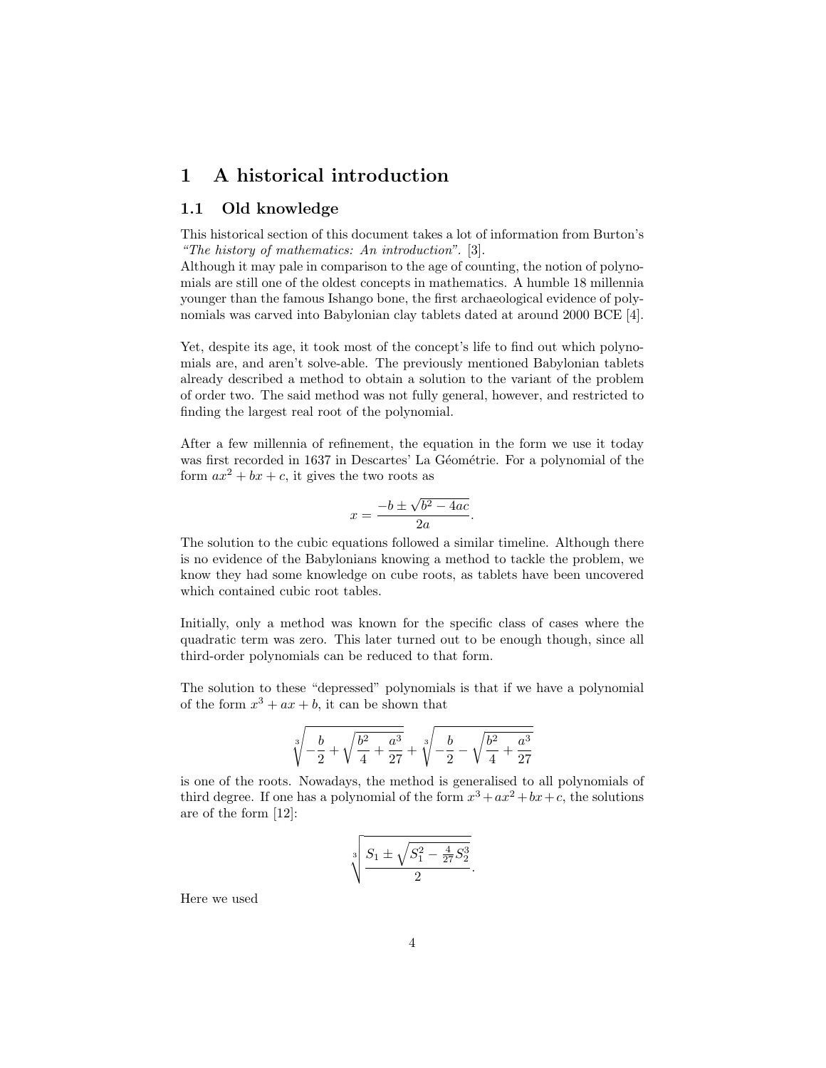# 1 A historical introduction

## 1.1 Old knowledge

This historical section of this document takes a lot of information from Burton's *"The history of mathematics: An introduction"*. [3].
Although it may pale in comparison to the age of counting, the notion of polynomials are still one of the oldest concepts in mathematics. A humble 18 millennia younger than the famous Ishango bone, the first archaeological evidence of polynomials was carved into Babylonian clay tablets dated at around 2000 BCE [4].

Yet, despite its age, it took most of the concept's life to find out which polynomials are, and aren't solve-able. The previously mentioned Babylonian tablets already described a method to obtain a solution to the variant of the problem of order two. The said method was not fully general, however, and restricted to finding the largest real root of the polynomial.

After a few millennia of refinement, the equation in the form we use it today was first recorded in 1637 in Descartes' La Géométrie. For a polynomial of the form $ax^2 + bx + c$, it gives the two roots as

$$x = \frac{-b \pm \sqrt{b^2 - 4ac}}{2a}.$$

The solution to the cubic equations followed a similar timeline. Although there is no evidence of the Babylonians knowing a method to tackle the problem, we know they had some knowledge on cube roots, as tablets have been uncovered which contained cubic root tables.

Initially, only a method was known for the specific class of cases where the quadratic term was zero. This later turned out to be enough though, since all third-order polynomials can be reduced to that form.

The solution to these "depressed" polynomials is that if we have a polynomial of the form $x^3 + ax + b$, it can be shown that

$$\sqrt[3]{-\frac{b}{2} + \sqrt{\frac{b^2}{4} + \frac{a^3}{27}}} + \sqrt[3]{-\frac{b}{2} - \sqrt{\frac{b^2}{4} + \frac{a^3}{27}}}$$

is one of the roots. Nowadays, the method is generalised to all polynomials of third degree. If one has a polynomial of the form $x^3 + ax^2 + bx + c$, the solutions are of the form [12]:

$$\sqrt[3]{\frac{S_1 \pm \sqrt{S_1^2 - \frac{4}{27}S_2^3}}{2}}.$$

Here we used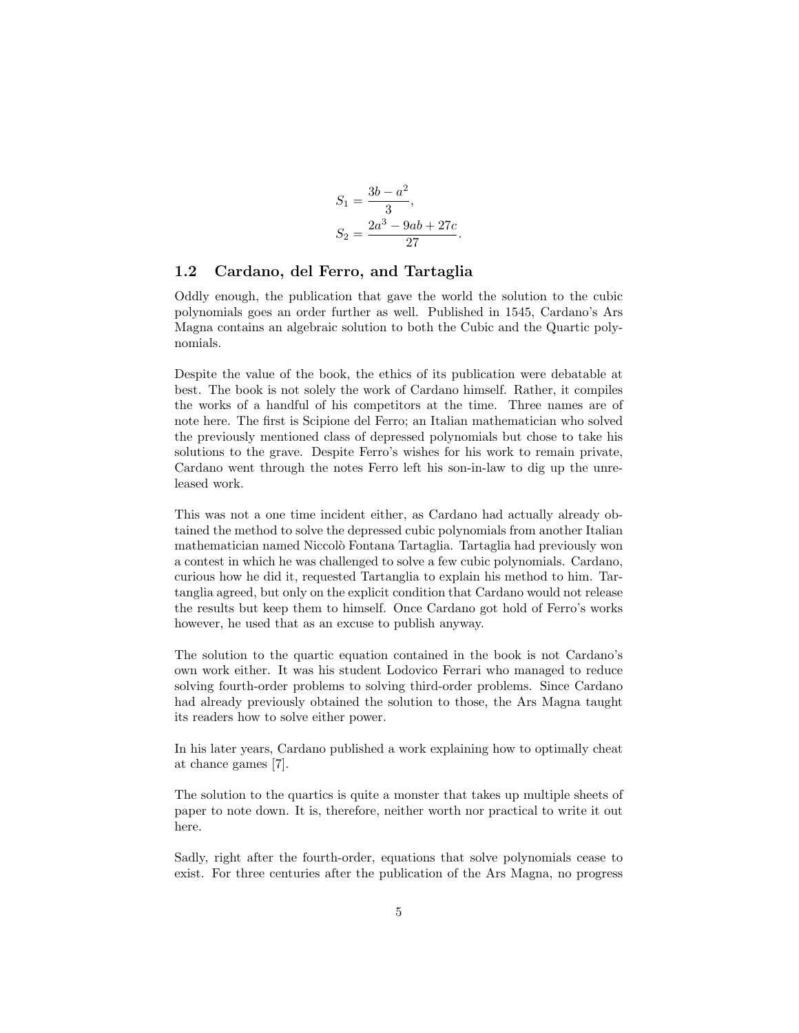$$S_1 = \frac{3b - a^2}{3},$$
$$S_2 = \frac{2a^3 - 9ab + 27c}{27}.$$

### 1.2 Cardano, del Ferro, and Tartaglia

Oddly enough, the publication that gave the world the solution to the cubic polynomials goes an order further as well. Published in 1545, Cardano's Ars Magna contains an algebraic solution to both the Cubic and the Quartic polynomials.

Despite the value of the book, the ethics of its publication were debatable at best. The book is not solely the work of Cardano himself. Rather, it compiles the works of a handful of his competitors at the time. Three names are of note here. The first is Scipione del Ferro; an Italian mathematician who solved the previously mentioned class of depressed polynomials but chose to take his solutions to the grave. Despite Ferro's wishes for his work to remain private, Cardano went through the notes Ferro left his son-in-law to dig up the unreleased work.

This was not a one time incident either, as Cardano had actually already obtained the method to solve the depressed cubic polynomials from another Italian mathematician named Niccolò Fontana Tartaglia. Tartaglia had previously won a contest in which he was challenged to solve a few cubic polynomials. Cardano, curious how he did it, requested Tartanglia to explain his method to him. Tartanglia agreed, but only on the explicit condition that Cardano would not release the results but keep them to himself. Once Cardano got hold of Ferro's works however, he used that as an excuse to publish anyway.

The solution to the quartic equation contained in the book is not Cardano's own work either. It was his student Lodovico Ferrari who managed to reduce solving fourth-order problems to solving third-order problems. Since Cardano had already previously obtained the solution to those, the Ars Magna taught its readers how to solve either power.

In his later years, Cardano published a work explaining how to optimally cheat at chance games [7].

The solution to the quartics is quite a monster that takes up multiple sheets of paper to note down. It is, therefore, neither worth nor practical to write it out here.

Sadly, right after the fourth-order, equations that solve polynomials cease to exist. For three centuries after the publication of the Ars Magna, no progress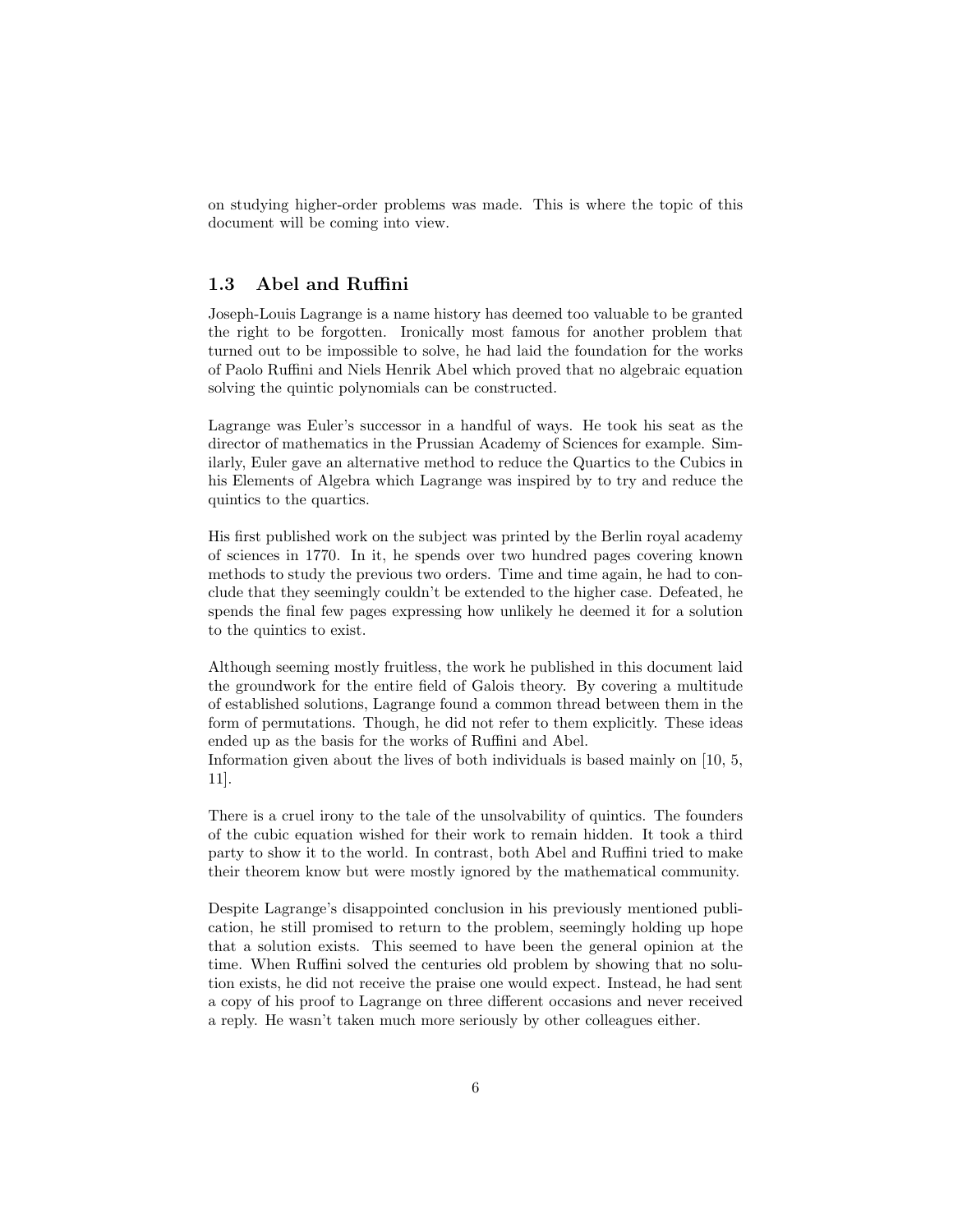on studying higher-order problems was made. This is where the topic of this document will be coming into view.

### 1.3 Abel and Ruffini

Joseph-Louis Lagrange is a name history has deemed too valuable to be granted the right to be forgotten. Ironically most famous for another problem that turned out to be impossible to solve, he had laid the foundation for the works of Paolo Ruffini and Niels Henrik Abel which proved that no algebraic equation solving the quintic polynomials can be constructed.

Lagrange was Euler's successor in a handful of ways. He took his seat as the director of mathematics in the Prussian Academy of Sciences for example. Similarly, Euler gave an alternative method to reduce the Quartics to the Cubics in his Elements of Algebra which Lagrange was inspired by to try and reduce the quintics to the quartics.

His first published work on the subject was printed by the Berlin royal academy of sciences in 1770. In it, he spends over two hundred pages covering known methods to study the previous two orders. Time and time again, he had to conclude that they seemingly couldn't be extended to the higher case. Defeated, he spends the final few pages expressing how unlikely he deemed it for a solution to the quintics to exist.

Although seeming mostly fruitless, the work he published in this document laid the groundwork for the entire field of Galois theory. By covering a multitude of established solutions, Lagrange found a common thread between them in the form of permutations. Though, he did not refer to them explicitly. These ideas ended up as the basis for the works of Ruffini and Abel.
Information given about the lives of both individuals is based mainly on [10, 5, 11].

There is a cruel irony to the tale of the unsolvability of quintics. The founders of the cubic equation wished for their work to remain hidden. It took a third party to show it to the world. In contrast, both Abel and Ruffini tried to make their theorem know but were mostly ignored by the mathematical community.

Despite Lagrange's disappointed conclusion in his previously mentioned publication, he still promised to return to the problem, seemingly holding up hope that a solution exists. This seemed to have been the general opinion at the time. When Ruffini solved the centuries old problem by showing that no solution exists, he did not receive the praise one would expect. Instead, he had sent a copy of his proof to Lagrange on three different occasions and never received a reply. He wasn't taken much more seriously by other colleagues either.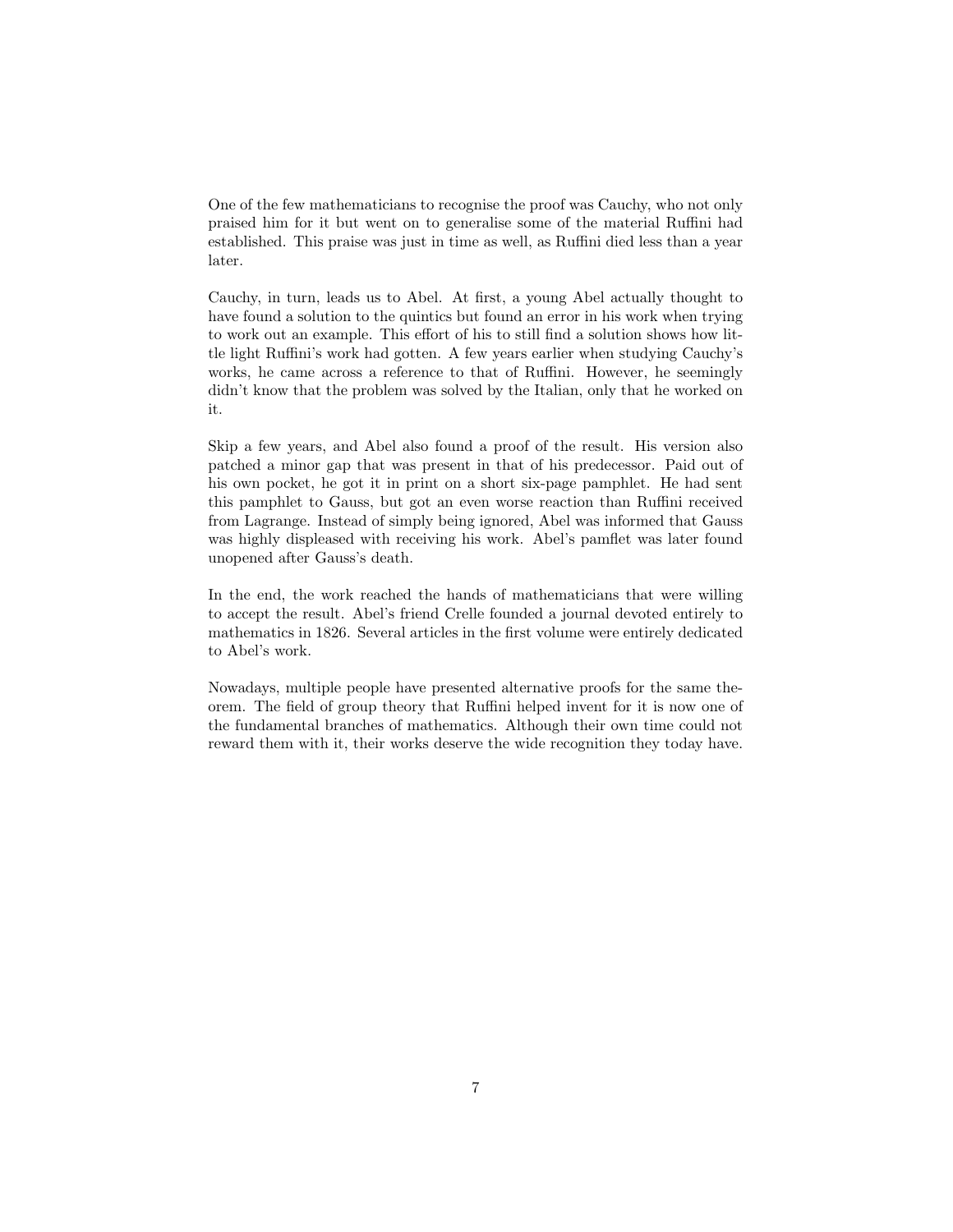One of the few mathematicians to recognise the proof was Cauchy, who not only praised him for it but went on to generalise some of the material Ruffini had established. This praise was just in time as well, as Ruffini died less than a year later.

Cauchy, in turn, leads us to Abel. At first, a young Abel actually thought to have found a solution to the quintics but found an error in his work when trying to work out an example. This effort of his to still find a solution shows how little light Ruffini's work had gotten. A few years earlier when studying Cauchy's works, he came across a reference to that of Ruffini. However, he seemingly didn't know that the problem was solved by the Italian, only that he worked on it.

Skip a few years, and Abel also found a proof of the result. His version also patched a minor gap that was present in that of his predecessor. Paid out of his own pocket, he got it in print on a short six-page pamphlet. He had sent this pamphlet to Gauss, but got an even worse reaction than Ruffini received from Lagrange. Instead of simply being ignored, Abel was informed that Gauss was highly displeased with receiving his work. Abel's pamflet was later found unopened after Gauss's death.

In the end, the work reached the hands of mathematicians that were willing to accept the result. Abel's friend Crelle founded a journal devoted entirely to mathematics in 1826. Several articles in the first volume were entirely dedicated to Abel's work.

Nowadays, multiple people have presented alternative proofs for the same theorem. The field of group theory that Ruffini helped invent for it is now one of the fundamental branches of mathematics. Although their own time could not reward them with it, their works deserve the wide recognition they today have.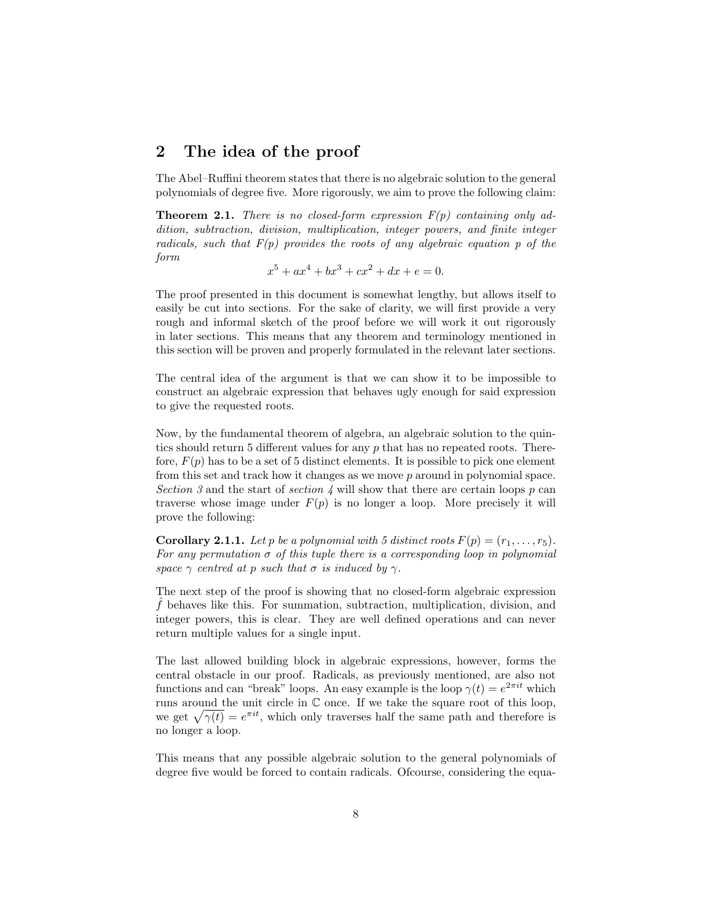## 2 The idea of the proof

The Abel–Ruffini theorem states that there is no algebraic solution to the general polynomials of degree five. More rigorously, we aim to prove the following claim:

**Theorem 2.1.** *There is no closed-form expression $F(p)$ containing only addition, subtraction, division, multiplication, integer powers, and finite integer radicals, such that $F(p)$ provides the roots of any algebraic equation $p$ of the form*

$$x^5 + ax^4 + bx^3 + cx^2 + dx + e = 0.$$

The proof presented in this document is somewhat lengthy, but allows itself to easily be cut into sections. For the sake of clarity, we will first provide a very rough and informal sketch of the proof before we will work it out rigorously in later sections. This means that any theorem and terminology mentioned in this section will be proven and properly formulated in the relevant later sections.

The central idea of the argument is that we can show it to be impossible to construct an algebraic expression that behaves ugly enough for said expression to give the requested roots.

Now, by the fundamental theorem of algebra, an algebraic solution to the quintics should return 5 different values for any $p$ that has no repeated roots. Therefore, $F(p)$ has to be a set of 5 distinct elements. It is possible to pick one element from this set and track how it changes as we move $p$ around in polynomial space. *Section 3* and the start of *section 4* will show that there are certain loops $p$ can traverse whose image under $F(p)$ is no longer a loop. More precisely it will prove the following:

**Corollary 2.1.1.** *Let $p$ be a polynomial with 5 distinct roots $F(p) = (r_1, \ldots, r_5)$. For any permutation $\sigma$ of this tuple there is a corresponding loop in polynomial space $\gamma$ centred at $p$ such that $\sigma$ is induced by $\gamma$.*

The next step of the proof is showing that no closed-form algebraic expression $\hat{f}$ behaves like this. For summation, subtraction, multiplication, division, and integer powers, this is clear. They are well defined operations and can never return multiple values for a single input.

The last allowed building block in algebraic expressions, however, forms the central obstacle in our proof. Radicals, as previously mentioned, are also not functions and can "break" loops. An easy example is the loop $\gamma(t) = e^{2\pi it}$ which runs around the unit circle in $\mathbb{C}$ once. If we take the square root of this loop, we get $\sqrt{\gamma(t)} = e^{\pi it}$, which only traverses half the same path and therefore is no longer a loop.

This means that any possible algebraic solution to the general polynomials of degree five would be forced to contain radicals. Ofcourse, considering the equa-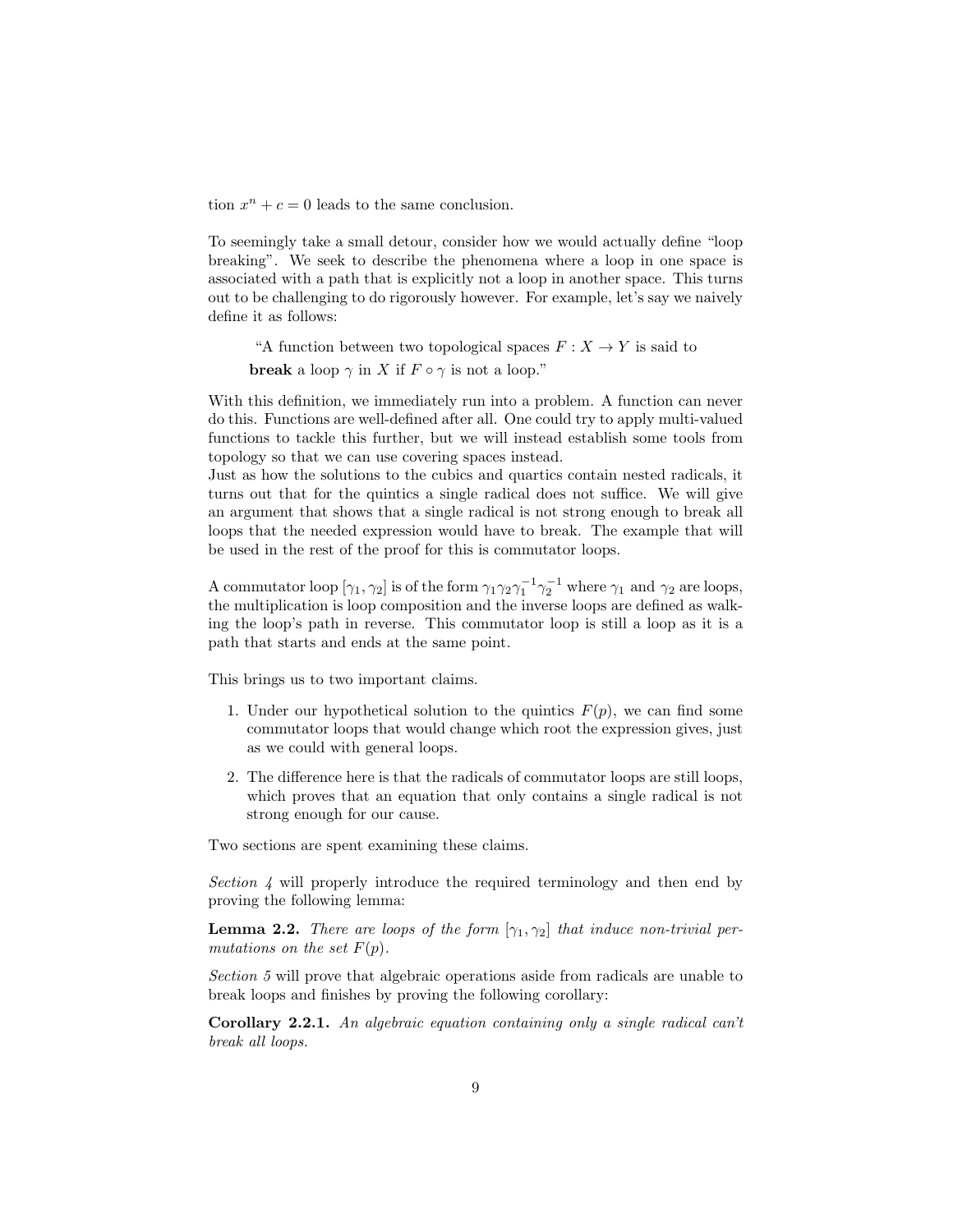tion $x^n + c = 0$ leads to the same conclusion.

To seemingly take a small detour, consider how we would actually define "loop breaking". We seek to describe the phenomena where a loop in one space is associated with a path that is explicitly not a loop in another space. This turns out to be challenging to do rigorously however. For example, let's say we naively define it as follows:

> "A function between two topological spaces $F : X \to Y$ is said to **break** a loop $\gamma$ in $X$ if $F \circ \gamma$ is not a loop."

With this definition, we immediately run into a problem. A function can never do this. Functions are well-defined after all. One could try to apply multi-valued functions to tackle this further, but we will instead establish some tools from topology so that we can use covering spaces instead.
Just as how the solutions to the cubics and quartics contain nested radicals, it turns out that for the quintics a single radical does not suffice. We will give an argument that shows that a single radical is not strong enough to break all loops that the needed expression would have to break. The example that will be used in the rest of the proof for this is commutator loops.

A commutator loop $[\gamma_1, \gamma_2]$ is of the form $\gamma_1\gamma_2\gamma_1^{-1}\gamma_2^{-1}$ where $\gamma_1$ and $\gamma_2$ are loops, the multiplication is loop composition and the inverse loops are defined as walking the loop's path in reverse. This commutator loop is still a loop as it is a path that starts and ends at the same point.

This brings us to two important claims.

1. Under our hypothetical solution to the quintics $F(p)$, we can find some commutator loops that would change which root the expression gives, just as we could with general loops.
2. The difference here is that the radicals of commutator loops are still loops, which proves that an equation that only contains a single radical is not strong enough for our cause.

Two sections are spent examining these claims.

*Section 4* will properly introduce the required terminology and then end by proving the following lemma:

**Lemma 2.2.** *There are loops of the form $[\gamma_1, \gamma_2]$ that induce non-trivial permutations on the set $F(p)$.*

*Section 5* will prove that algebraic operations aside from radicals are unable to break loops and finishes by proving the following corollary:

**Corollary 2.2.1.** *An algebraic equation containing only a single radical can't break all loops.*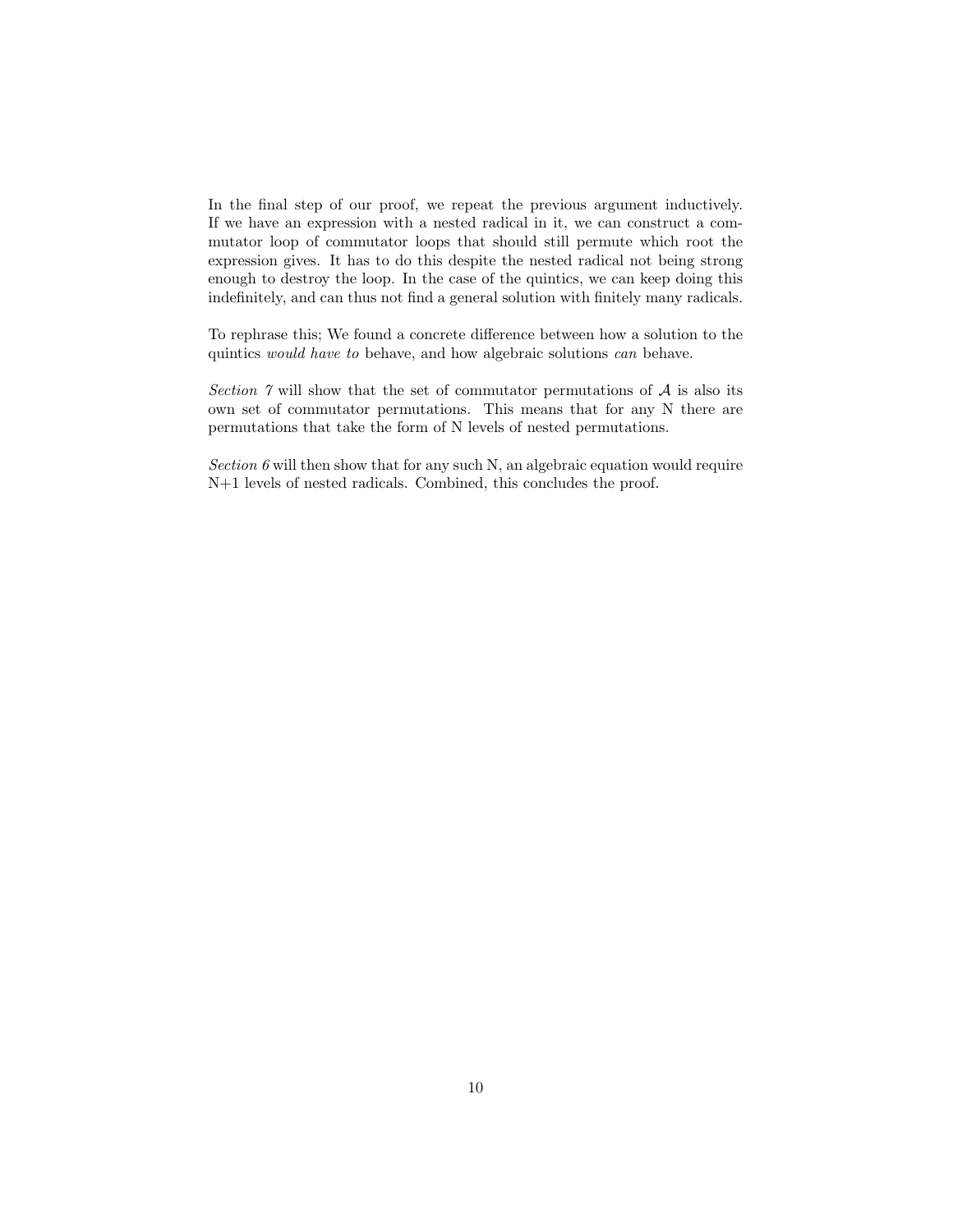In the final step of our proof, we repeat the previous argument inductively. If we have an expression with a nested radical in it, we can construct a commutator loop of commutator loops that should still permute which root the expression gives. It has to do this despite the nested radical not being strong enough to destroy the loop. In the case of the quintics, we can keep doing this indefinitely, and can thus not find a general solution with finitely many radicals.

To rephrase this; We found a concrete difference between how a solution to the quintics *would have to* behave, and how algebraic solutions *can* behave.

*Section 7* will show that the set of commutator permutations of $\mathcal{A}$ is also its own set of commutator permutations. This means that for any N there are permutations that take the form of N levels of nested permutations.

*Section 6* will then show that for any such N, an algebraic equation would require N+1 levels of nested radicals. Combined, this concludes the proof.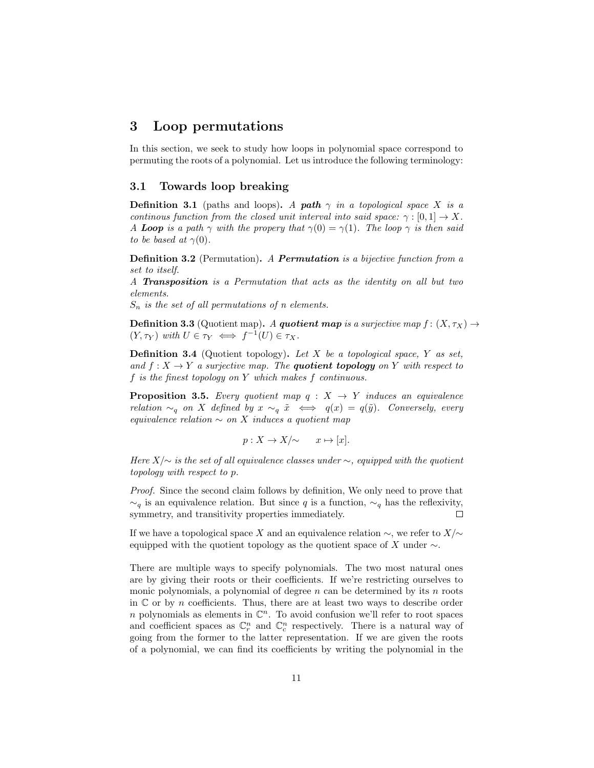# 3 Loop permutations

In this section, we seek to study how loops in polynomial space correspond to permuting the roots of a polynomial. Let us introduce the following terminology:

## 3.1 Towards loop breaking

**Definition 3.1** (paths and loops)**.** *A **path** $\gamma$ in a topological space $X$ is a continous function from the closed unit interval into said space: $\gamma : [0, 1] \to X$. A **Loop** is a path $\gamma$ with the propery that $\gamma(0) = \gamma(1)$. The loop $\gamma$ is then said to be based at $\gamma(0)$.*

**Definition 3.2** (Permutation)**.** *A **Permutation** is a bijective function from a set to itself.*
*A **Transposition** is a Permutation that acts as the identity on all but two elements.*
*$S_n$ is the set of all permutations of $n$ elements.*

**Definition 3.3** (Quotient map)**.** *A **quotient map** is a surjective map $f : (X, \tau_X) \to (Y, \tau_Y)$ with $U \in \tau_Y \iff f^{-1}(U) \in \tau_X$.*

**Definition 3.4** (Quotient topology)**.** *Let $X$ be a topological space, $Y$ as set, and $f : X \to Y$ a surjective map. The **quotient topology** on $Y$ with respect to $f$ is the finest topology on $Y$ which makes $f$ continuous.*

**Proposition 3.5.** *Every quotient map $q : X \to Y$ induces an equivalence relation $\sim_q$ on $X$ defined by $x \sim_q \tilde{x} \iff q(x) = q(\tilde{y})$. Conversely, every equivalence relation $\sim$ on $X$ induces a quotient map*

$$p : X \to X/\!\sim \qquad x \mapsto [x].$$

*Here $X/\!\sim$ is the set of all equivalence classes under $\sim$, equipped with the quotient topology with respect to $p$.*

*Proof.* Since the second claim follows by definition, We only need to prove that $\sim_q$ is an equivalence relation. But since $q$ is a function, $\sim_q$ has the reflexivity, symmetry, and transitivity properties immediately. ∎

If we have a topological space $X$ and an equivalence relation $\sim$, we refer to $X/\!\sim$ equipped with the quotient topology as the quotient space of $X$ under $\sim$.

There are multiple ways to specify polynomials. The two most natural ones are by giving their roots or their coefficients. If we're restricting ourselves to monic polynomials, a polynomial of degree $n$ can be determined by its $n$ roots in $\mathbb{C}$ or by $n$ coefficients. Thus, there are at least two ways to describe order $n$ polynomials as elements in $\mathbb{C}^n$. To avoid confusion we'll refer to root spaces and coefficient spaces as $\mathbb{C}^n_r$ and $\mathbb{C}^n_c$ respectively. There is a natural way of going from the former to the latter representation. If we are given the roots of a polynomial, we can find its coefficients by writing the polynomial in the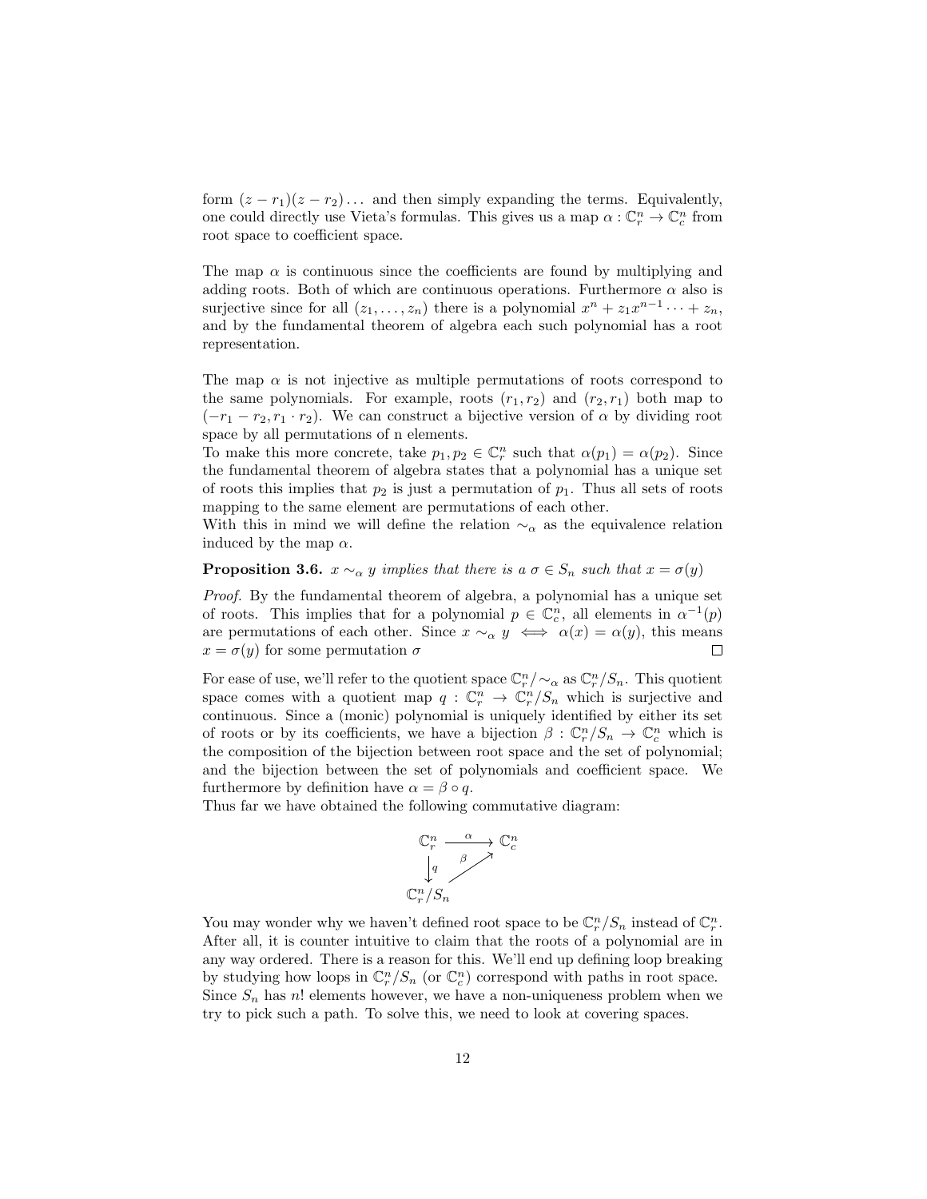form $(z - r_1)(z - r_2)\dots$ and then simply expanding the terms. Equivalently, one could directly use Vieta's formulas. This gives us a map $\alpha : \mathbb{C}_r^n \to \mathbb{C}_c^n$ from root space to coefficient space.

The map $\alpha$ is continuous since the coefficients are found by multiplying and adding roots. Both of which are continuous operations. Furthermore $\alpha$ also is surjective since for all $(z_1, \dots, z_n)$ there is a polynomial $x^n + z_1 x^{n-1} \cdots + z_n$, and by the fundamental theorem of algebra each such polynomial has a root representation.

The map $\alpha$ is not injective as multiple permutations of roots correspond to the same polynomials. For example, roots $(r_1, r_2)$ and $(r_2, r_1)$ both map to $(-r_1 - r_2, r_1 \cdot r_2)$. We can construct a bijective version of $\alpha$ by dividing root space by all permutations of n elements.
To make this more concrete, take $p_1, p_2 \in \mathbb{C}_r^n$ such that $\alpha(p_1) = \alpha(p_2)$. Since the fundamental theorem of algebra states that a polynomial has a unique set of roots this implies that $p_2$ is just a permutation of $p_1$. Thus all sets of roots mapping to the same element are permutations of each other.
With this in mind we will define the relation $\sim_\alpha$ as the equivalence relation induced by the map $\alpha$.

**Proposition 3.6.** *$x \sim_\alpha y$ implies that there is a $\sigma \in S_n$ such that $x = \sigma(y)$*

*Proof.* By the fundamental theorem of algebra, a polynomial has a unique set of roots. This implies that for a polynomial $p \in \mathbb{C}_c^n$, all elements in $\alpha^{-1}(p)$ are permutations of each other. Since $x \sim_\alpha y \iff \alpha(x) = \alpha(y)$, this means $x = \sigma(y)$ for some permutation $\sigma$ $\square$

For ease of use, we'll refer to the quotient space $\mathbb{C}_r^n / \sim_\alpha$ as $\mathbb{C}_r^n / S_n$. This quotient space comes with a quotient map $q : \mathbb{C}_r^n \to \mathbb{C}_r^n / S_n$ which is surjective and continuous. Since a (monic) polynomial is uniquely identified by either its set of roots or by its coefficients, we have a bijection $\beta : \mathbb{C}_r^n / S_n \to \mathbb{C}_c^n$ which is the composition of the bijection between root space and the set of polynomial; and the bijection between the set of polynomials and coefficient space. We furthermore by definition have $\alpha = \beta \circ q$.
Thus far we have obtained the following commutative diagram:

$$\begin{array}{ccc} \mathbb{C}_r^n & \xrightarrow{\alpha} & \mathbb{C}_c^n \\ \big\downarrow q & \nearrow_{\beta} & \\ \mathbb{C}_r^n / S_n & & \end{array}$$

You may wonder why we haven't defined root space to be $\mathbb{C}_r^n / S_n$ instead of $\mathbb{C}_r^n$. After all, it is counter intuitive to claim that the roots of a polynomial are in any way ordered. There is a reason for this. We'll end up defining loop breaking by studying how loops in $\mathbb{C}_r^n / S_n$ (or $\mathbb{C}_c^n$) correspond with paths in root space. Since $S_n$ has $n!$ elements however, we have a non-uniqueness problem when we try to pick such a path. To solve this, we need to look at covering spaces.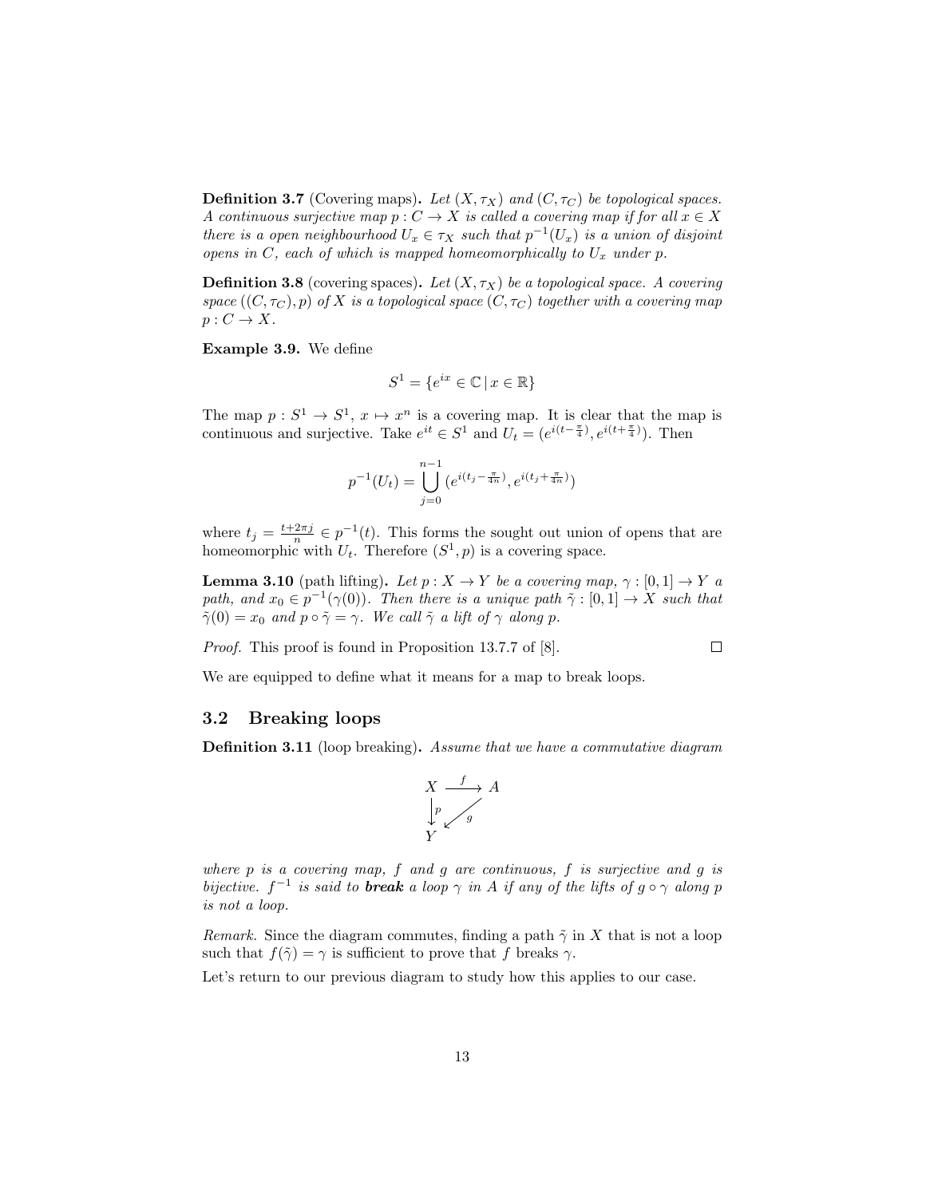**Definition 3.7** (Covering maps)**.** *Let $(X, \tau_X)$ and $(C, \tau_C)$ be topological spaces. A continuous surjective map $p : C \to X$ is called a covering map if for all $x \in X$ there is a open neighbourhood $U_x \in \tau_X$ such that $p^{-1}(U_x)$ is a union of disjoint opens in $C$, each of which is mapped homeomorphically to $U_x$ under $p$.*

**Definition 3.8** (covering spaces)**.** *Let $(X, \tau_X)$ be a topological space. A covering space $((C, \tau_C), p)$ of $X$ is a topological space $(C, \tau_C)$ together with a covering map $p : C \to X$.*

**Example 3.9.** We define

$$S^1 = \{e^{ix} \in \mathbb{C} \,|\, x \in \mathbb{R}\}$$

The map $p : S^1 \to S^1$, $x \mapsto x^n$ is a covering map. It is clear that the map is continuous and surjective. Take $e^{it} \in S^1$ and $U_t = (e^{i(t-\frac{\pi}{4})}, e^{i(t+\frac{\pi}{4})})$. Then

$$p^{-1}(U_t) = \bigcup_{j=0}^{n-1} (e^{i(t_j - \frac{\pi}{4n})}, e^{i(t_j + \frac{\pi}{4n})})$$

where $t_j = \frac{t+2\pi j}{n} \in p^{-1}(t)$. This forms the sought out union of opens that are homeomorphic with $U_t$. Therefore $(S^1, p)$ is a covering space.

**Lemma 3.10** (path lifting)**.** *Let $p : X \to Y$ be a covering map, $\gamma : [0, 1] \to Y$ a path, and $x_0 \in p^{-1}(\gamma(0))$. Then there is a unique path $\tilde{\gamma} : [0, 1] \to X$ such that $\tilde{\gamma}(0) = x_0$ and $p \circ \tilde{\gamma} = \gamma$. We call $\tilde{\gamma}$ a lift of $\gamma$ along $p$.*

*Proof.* This proof is found in Proposition 13.7.7 of [8]. □

We are equipped to define what it means for a map to break loops.

## 3.2 Breaking loops

**Definition 3.11** (loop breaking)**.** *Assume that we have a commutative diagram*

$$\begin{array}{ccc} X & \xrightarrow{f} & A \\ \downarrow{\scriptstyle p} & \swarrow{\scriptstyle g} & \\ Y & & \end{array}$$

*where $p$ is a covering map, $f$ and $g$ are continuous, $f$ is surjective and $g$ is bijective. $f^{-1}$ is said to* ***break*** *a loop $\gamma$ in $A$ if any of the lifts of $g \circ \gamma$ along $p$ is not a loop.*

*Remark.* Since the diagram commutes, finding a path $\tilde{\gamma}$ in $X$ that is not a loop such that $f(\tilde{\gamma}) = \gamma$ is sufficient to prove that $f$ breaks $\gamma$.

Let's return to our previous diagram to study how this applies to our case.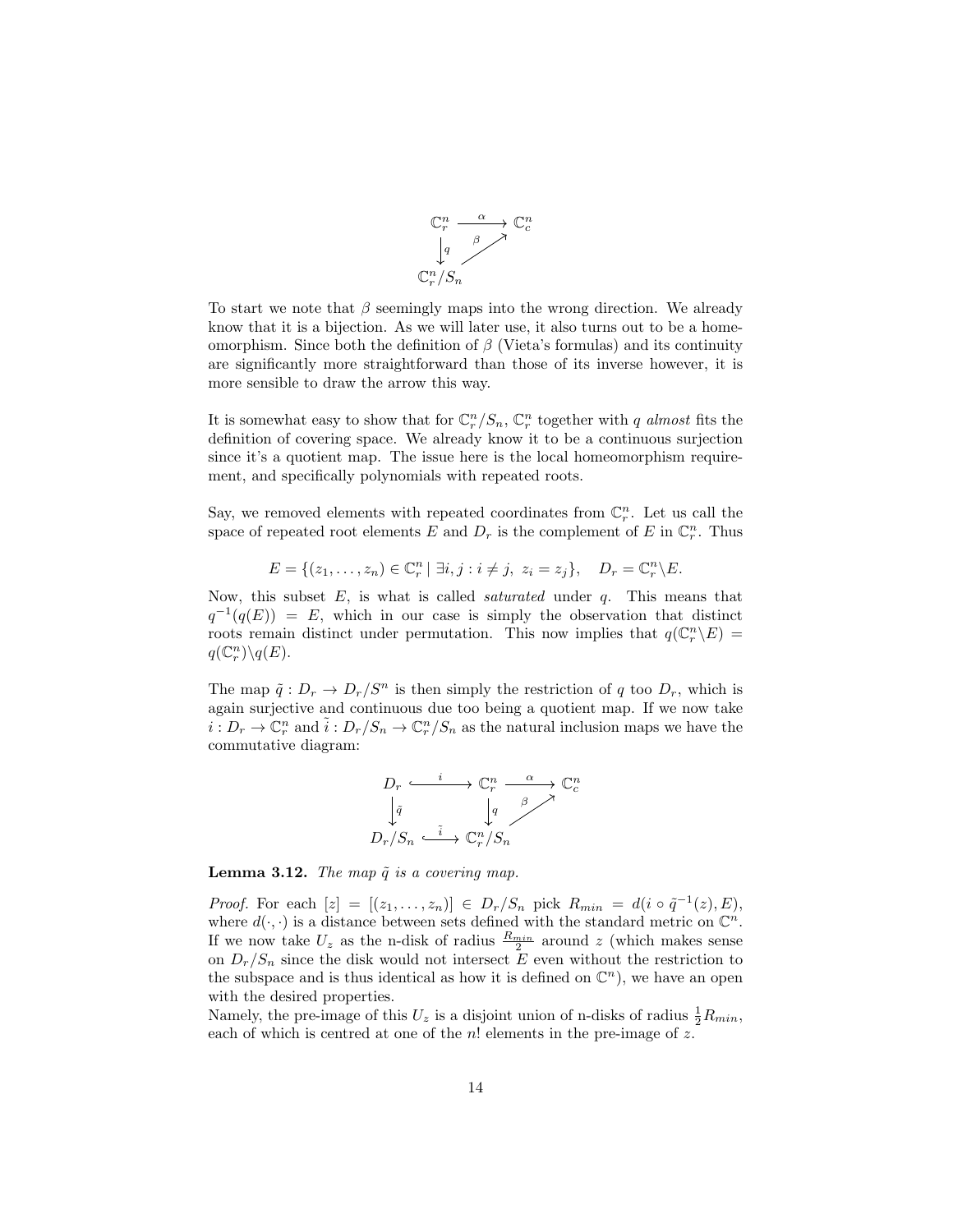$$
\begin{array}{ccc}
\mathbb{C}_r^n & \xrightarrow{\alpha} & \mathbb{C}_c^n \\
\downarrow q & \overset{\beta}{\nearrow} & \\
\mathbb{C}_r^n/S_n & &
\end{array}
$$

To start we note that $\beta$ seemingly maps into the wrong direction. We already know that it is a bijection. As we will later use, it also turns out to be a homeomorphism. Since both the definition of $\beta$ (Vieta's formulas) and its continuity are significantly more straightforward than those of its inverse however, it is more sensible to draw the arrow this way.

It is somewhat easy to show that for $\mathbb{C}_r^n/S_n$, $\mathbb{C}_r^n$ together with $q$ *almost* fits the definition of covering space. We already know it to be a continuous surjection since it's a quotient map. The issue here is the local homeomorphism requirement, and specifically polynomials with repeated roots.

Say, we removed elements with repeated coordinates from $\mathbb{C}_r^n$. Let us call the space of repeated root elements $E$ and $D_r$ is the complement of $E$ in $\mathbb{C}_r^n$. Thus

$$
E = \{(z_1, \dots, z_n) \in \mathbb{C}_r^n \mid \exists i, j : i \neq j,\ z_i = z_j\}, \quad D_r = \mathbb{C}_r^n \backslash E.
$$

Now, this subset $E$, is what is called *saturated* under $q$. This means that $q^{-1}(q(E)) = E$, which in our case is simply the observation that distinct roots remain distinct under permutation. This now implies that $q(\mathbb{C}_r^n \backslash E) = q(\mathbb{C}_r^n) \backslash q(E)$.

The map $\tilde{q} : D_r \to D_r/S^n$ is then simply the restriction of $q$ too $D_r$, which is again surjective and continuous due too being a quotient map. If we now take $i : D_r \to \mathbb{C}_r^n$ and $\tilde{i} : D_r/S_n \to \mathbb{C}_r^n/S_n$ as the natural inclusion maps we have the commutative diagram:

$$
\begin{array}{ccccc}
D_r & \xhookrightarrow{i} & \mathbb{C}_r^n & \xrightarrow{\alpha} & \mathbb{C}_c^n \\
\downarrow \tilde{q} & & \downarrow q & \overset{\beta}{\nearrow} & \\
D_r/S_n & \xhookrightarrow{\tilde{i}} & \mathbb{C}_r^n/S_n & &
\end{array}
$$

**Lemma 3.12.** *The map $\tilde{q}$ is a covering map.*

*Proof.* For each $[z] = [(z_1, \dots, z_n)] \in D_r/S_n$ pick $R_{min} = d(i \circ \tilde{q}^{-1}(z), E)$, where $d(\cdot, \cdot)$ is a distance between sets defined with the standard metric on $\mathbb{C}^n$. If we now take $U_z$ as the n-disk of radius $\frac{R_{min}}{2}$ around $z$ (which makes sense on $D_r/S_n$ since the disk would not intersect $E$ even without the restriction to the subspace and is thus identical as how it is defined on $\mathbb{C}^n$), we have an open with the desired properties.
Namely, the pre-image of this $U_z$ is a disjoint union of n-disks of radius $\frac{1}{2}R_{min}$, each of which is centred at one of the $n!$ elements in the pre-image of $z$.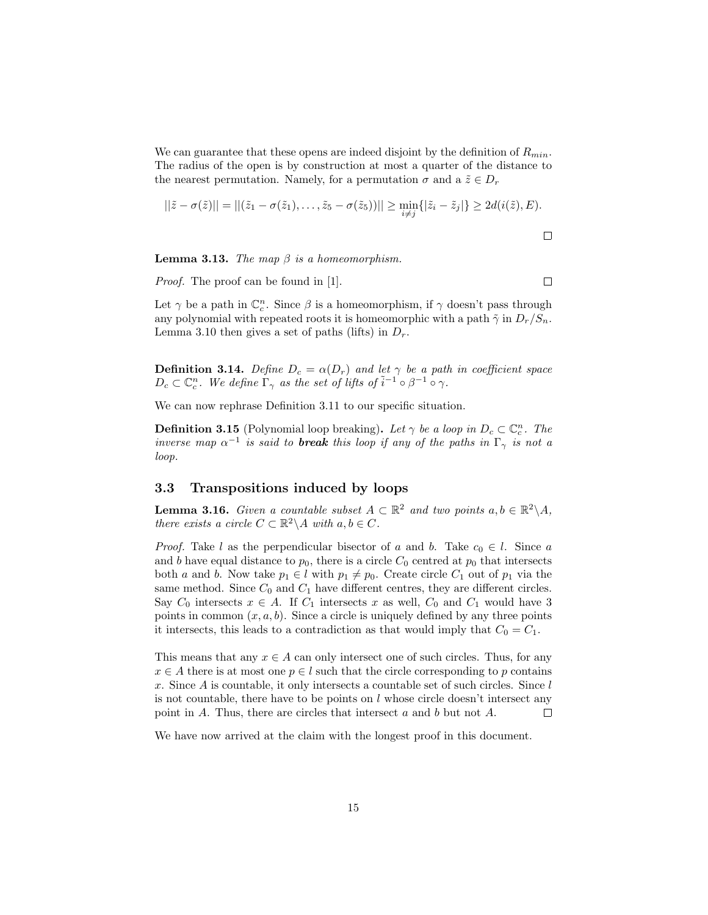We can guarantee that these opens are indeed disjoint by the definition of $R_{min}$. The radius of the open is by construction at most a quarter of the distance to the nearest permutation. Namely, for a permutation $\sigma$ and a $\tilde{z} \in D_r$

$$||\tilde{z} - \sigma(\tilde{z})|| = ||(\tilde{z}_1 - \sigma(\tilde{z}_1), \ldots, \tilde{z}_5 - \sigma(\tilde{z}_5))|| \geq \min_{i \neq j}\{|\tilde{z}_i - \tilde{z}_j|\} \geq 2d(i(\tilde{z}), E).$$

∎

**Lemma 3.13.** *The map $\beta$ is a homeomorphism.*

*Proof.* The proof can be found in [1]. ∎

Let $\gamma$ be a path in $\mathbb{C}_c^n$. Since $\beta$ is a homeomorphism, if $\gamma$ doesn't pass through any polynomial with repeated roots it is homeomorphic with a path $\tilde{\gamma}$ in $D_r/S_n$. Lemma 3.10 then gives a set of paths (lifts) in $D_r$.

**Definition 3.14.** *Define $D_c = \alpha(D_r)$ and let $\gamma$ be a path in coefficient space $D_c \subset \mathbb{C}_c^n$. We define $\Gamma_\gamma$ as the set of lifts of $\tilde{i}^{-1} \circ \beta^{-1} \circ \gamma$.*

We can now rephrase Definition 3.11 to our specific situation.

**Definition 3.15** (Polynomial loop breaking)**.** *Let $\gamma$ be a loop in $D_c \subset \mathbb{C}_c^n$. The inverse map $\alpha^{-1}$ is said to **break** this loop if any of the paths in $\Gamma_\gamma$ is not a loop.*

## 3.3 Transpositions induced by loops

**Lemma 3.16.** *Given a countable subset $A \subset \mathbb{R}^2$ and two points $a, b \in \mathbb{R}^2 \backslash A$, there exists a circle $C \subset \mathbb{R}^2 \backslash A$ with $a, b \in C$.*

*Proof.* Take $l$ as the perpendicular bisector of $a$ and $b$. Take $c_0 \in l$. Since $a$ and $b$ have equal distance to $p_0$, there is a circle $C_0$ centred at $p_0$ that intersects both $a$ and $b$. Now take $p_1 \in l$ with $p_1 \neq p_0$. Create circle $C_1$ out of $p_1$ via the same method. Since $C_0$ and $C_1$ have different centres, they are different circles. Say $C_0$ intersects $x \in A$. If $C_1$ intersects $x$ as well, $C_0$ and $C_1$ would have 3 points in common $(x, a, b)$. Since a circle is uniquely defined by any three points it intersects, this leads to a contradiction as that would imply that $C_0 = C_1$.

This means that any $x \in A$ can only intersect one of such circles. Thus, for any $x \in A$ there is at most one $p \in l$ such that the circle corresponding to $p$ contains $x$. Since $A$ is countable, it only intersects a countable set of such circles. Since $l$ is not countable, there have to be points on $l$ whose circle doesn't intersect any point in $A$. Thus, there are circles that intersect $a$ and $b$ but not $A$. ∎

We have now arrived at the claim with the longest proof in this document.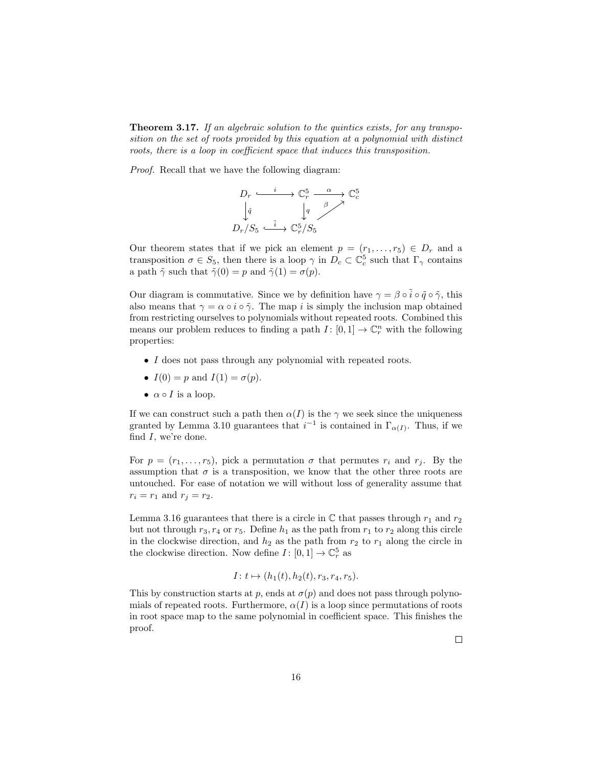**Theorem 3.17.** *If an algebraic solution to the quintics exists, for any transposition on the set of roots provided by this equation at a polynomial with distinct roots, there is a loop in coefficient space that induces this transposition.*

*Proof.* Recall that we have the following diagram:

$$\begin{array}{ccccc} D_r & \xhookrightarrow{\ i\ } & \mathbb{C}_r^5 & \xrightarrow{\ \alpha\ } & \mathbb{C}_c^5 \\ \downarrow{\tilde{q}} & & \downarrow{q} & \nearrow_{\beta} & \\ D_r/S_5 & \xhookrightarrow{\ \tilde{i}\ } & \mathbb{C}_r^5/S_5 & & \end{array}$$

Our theorem states that if we pick an element $p = (r_1, \ldots, r_5) \in D_r$ and a transposition $\sigma \in S_5$, then there is a loop $\gamma$ in $D_c \subset \mathbb{C}_c^5$ such that $\Gamma_\gamma$ contains a path $\tilde{\gamma}$ such that $\tilde{\gamma}(0) = p$ and $\tilde{\gamma}(1) = \sigma(p)$.

Our diagram is commutative. Since we by definition have $\gamma = \beta \circ \tilde{i} \circ \tilde{q} \circ \tilde{\gamma}$, this also means that $\gamma = \alpha \circ i \circ \tilde{\gamma}$. The map $i$ is simply the inclusion map obtained from restricting ourselves to polynomials without repeated roots. Combined this means our problem reduces to finding a path $I\colon [0,1] \to \mathbb{C}_r^n$ with the following properties:

- $I$ does not pass through any polynomial with repeated roots.
- $I(0) = p$ and $I(1) = \sigma(p)$.
- $\alpha \circ I$ is a loop.

If we can construct such a path then $\alpha(I)$ is the $\gamma$ we seek since the uniqueness granted by Lemma 3.10 guarantees that $i^{-1}$ is contained in $\Gamma_{\alpha(I)}$. Thus, if we find $I$, we're done.

For $p = (r_1, \ldots, r_5)$, pick a permutation $\sigma$ that permutes $r_i$ and $r_j$. By the assumption that $\sigma$ is a transposition, we know that the other three roots are untouched. For ease of notation we will without loss of generality assume that $r_i = r_1$ and $r_j = r_2$.

Lemma 3.16 guarantees that there is a circle in $\mathbb{C}$ that passes through $r_1$ and $r_2$ but not through $r_3, r_4$ or $r_5$. Define $h_1$ as the path from $r_1$ to $r_2$ along this circle in the clockwise direction, and $h_2$ as the path from $r_2$ to $r_1$ along the circle in the clockwise direction. Now define $I\colon [0,1] \to \mathbb{C}_r^5$ as

$$I\colon t \mapsto (h_1(t), h_2(t), r_3, r_4, r_5).$$

This by construction starts at $p$, ends at $\sigma(p)$ and does not pass through polynomials of repeated roots. Furthermore, $\alpha(I)$ is a loop since permutations of roots in root space map to the same polynomial in coefficient space. This finishes the proof.

∎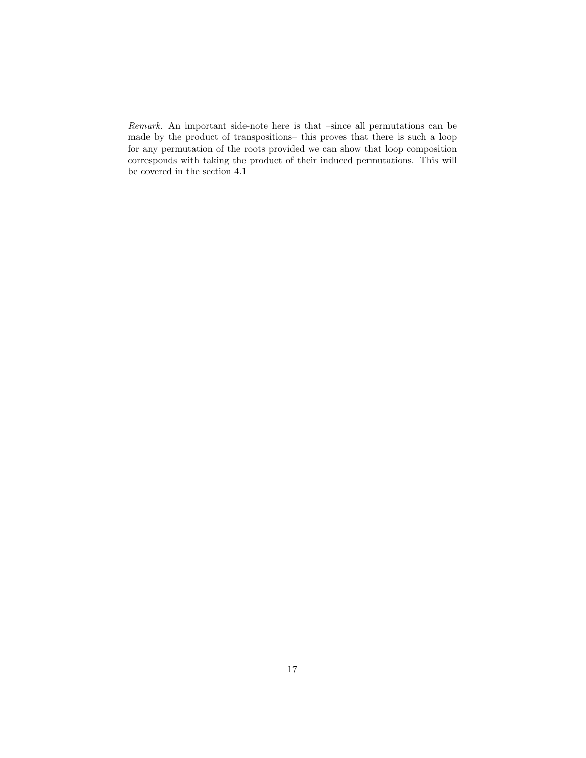*Remark.* An important side-note here is that –since all permutations can be made by the product of transpositions– this proves that there is such a loop for any permutation of the roots provided we can show that loop composition corresponds with taking the product of their induced permutations. This will be covered in the section 4.1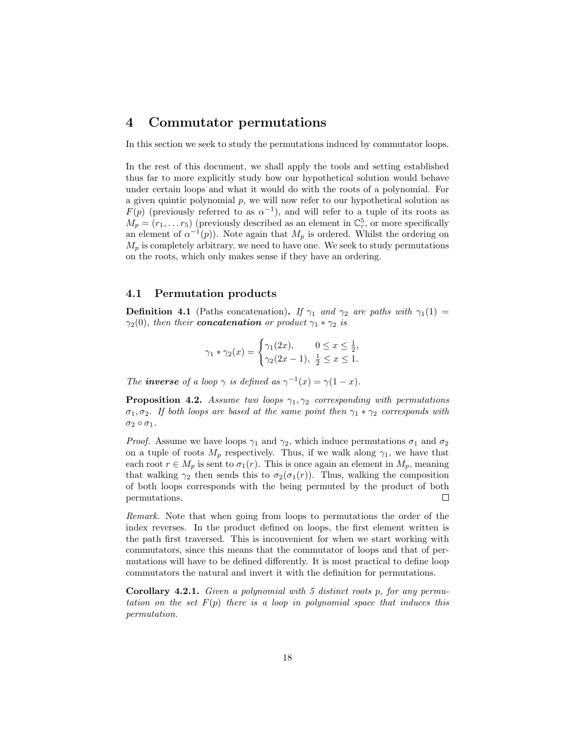# 4 Commutator permutations

In this section we seek to study the permutations induced by commutator loops.

In the rest of this document, we shall apply the tools and setting established thus far to more explicitly study how our hypothetical solution would behave under certain loops and what it would do with the roots of a polynomial. For a given quintic polynomial $p$, we will now refer to our hypothetical solution as $F(p)$ (previously referred to as $\alpha^{-1}$), and will refer to a tuple of its roots as $M_p = (r_1, \dots r_5)$ (previously described as an element in $\mathbb{C}^5_r$, or more specifically an element of $\alpha^{-1}(p)$). Note again that $M_p$ is ordered. Whilst the ordering on $M_p$ is completely arbitrary, we need to have one. We seek to study permutations on the roots, which only makes sense if they have an ordering.

## 4.1 Permutation products

**Definition 4.1** (Paths concatenation)**.** *If $\gamma_1$ and $\gamma_2$ are paths with $\gamma_1(1) = \gamma_2(0)$, then their **concatenation** or product $\gamma_1 * \gamma_2$ is*

$$\gamma_1 * \gamma_2(x) = \begin{cases} \gamma_1(2x), & 0 \leq x \leq \frac{1}{2}, \\ \gamma_2(2x-1), & \frac{1}{2} \leq x \leq 1. \end{cases}$$

*The **inverse** of a loop $\gamma$ is defined as $\gamma^{-1}(x) = \gamma(1-x)$.*

**Proposition 4.2.** *Assume two loops $\gamma_1, \gamma_2$ corresponding with permutations $\sigma_1, \sigma_2$. If both loops are based at the same point then $\gamma_1 * \gamma_2$ corresponds with $\sigma_2 \circ \sigma_1$.*

*Proof.* Assume we have loops $\gamma_1$ and $\gamma_2$, which induce permutations $\sigma_1$ and $\sigma_2$ on a tuple of roots $M_p$ respectively. Thus, if we walk along $\gamma_1$, we have that each root $r \in M_p$ is sent to $\sigma_1(r)$. This is once again an element in $M_p$, meaning that walking $\gamma_2$ then sends this to $\sigma_2(\sigma_1(r))$. Thus, walking the composition of both loops corresponds with the being permuted by the product of both permutations. □

*Remark.* Note that when going from loops to permutations the order of the index reverses. In the product defined on loops, the first element written is the path first traversed. This is inconvenient for when we start working with commutators, since this means that the commutator of loops and that of permutations will have to be defined differently. It is most practical to define loop commutators the natural and invert it with the definition for permutations.

**Corollary 4.2.1.** *Given a polynomial with 5 distinct roots $p$, for any permutation on the set $F(p)$ there is a loop in polynomial space that induces this permutation.*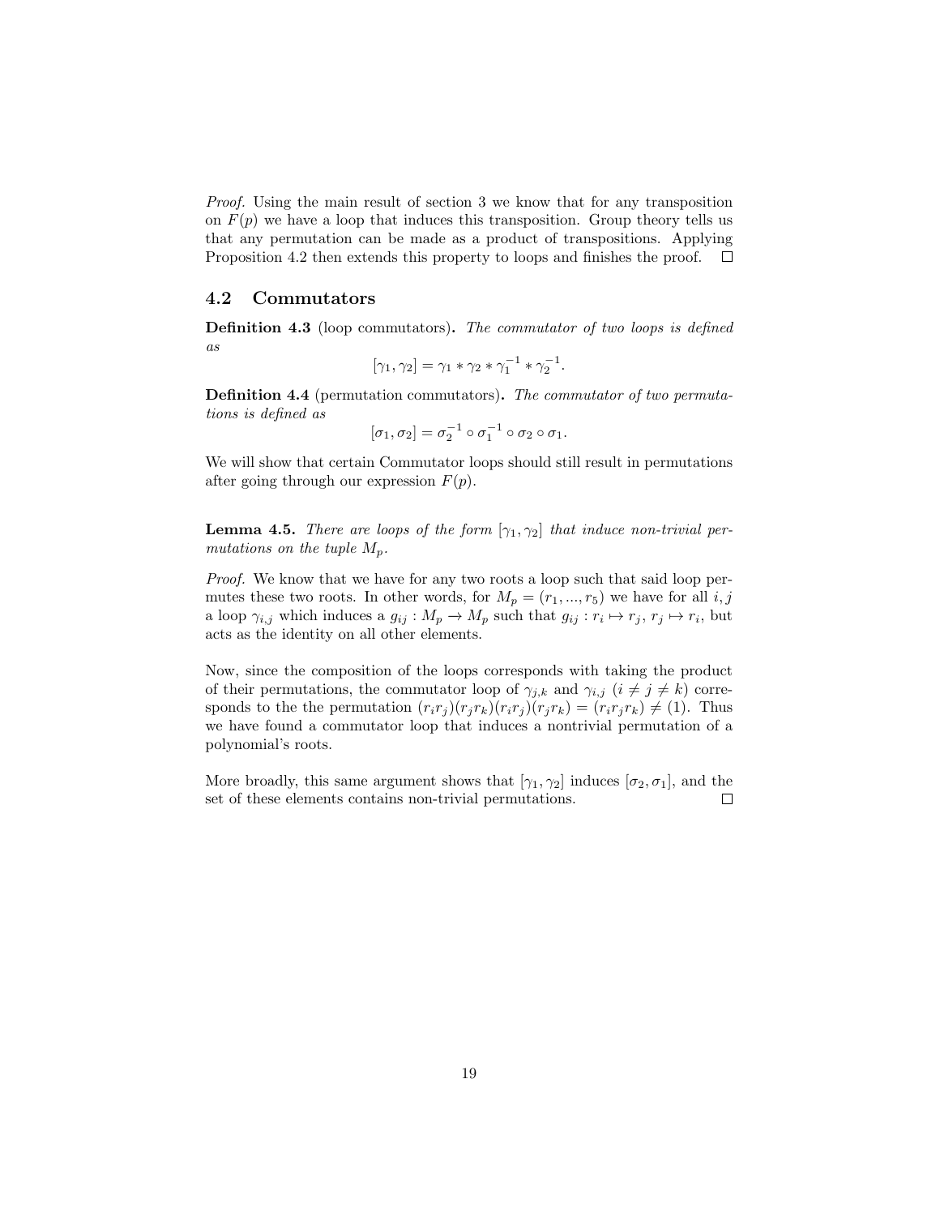*Proof.* Using the main result of section 3 we know that for any transposition on $F(p)$ we have a loop that induces this transposition. Group theory tells us that any permutation can be made as a product of transpositions. Applying Proposition 4.2 then extends this property to loops and finishes the proof. □

## 4.2 Commutators

**Definition 4.3** (loop commutators)**.** *The commutator of two loops is defined as*

$$[\gamma_1, \gamma_2] = \gamma_1 * \gamma_2 * \gamma_1^{-1} * \gamma_2^{-1}.$$

**Definition 4.4** (permutation commutators)**.** *The commutator of two permutations is defined as*

$$[\sigma_1, \sigma_2] = \sigma_2^{-1} \circ \sigma_1^{-1} \circ \sigma_2 \circ \sigma_1.$$

We will show that certain Commutator loops should still result in permutations after going through our expression $F(p)$.

**Lemma 4.5.** *There are loops of the form $[\gamma_1, \gamma_2]$ that induce non-trivial permutations on the tuple $M_p$.*

*Proof.* We know that we have for any two roots a loop such that said loop permutes these two roots. In other words, for $M_p = (r_1, ..., r_5)$ we have for all $i, j$ a loop $\gamma_{i,j}$ which induces a $g_{ij} : M_p \to M_p$ such that $g_{ij} : r_i \mapsto r_j$, $r_j \mapsto r_i$, but acts as the identity on all other elements.

Now, since the composition of the loops corresponds with taking the product of their permutations, the commutator loop of $\gamma_{j,k}$ and $\gamma_{i,j}$ $(i \neq j \neq k)$ corresponds to the the permutation $(r_i r_j)(r_j r_k)(r_i r_j)(r_j r_k) = (r_i r_j r_k) \neq (1)$. Thus we have found a commutator loop that induces a nontrivial permutation of a polynomial's roots.

More broadly, this same argument shows that $[\gamma_1, \gamma_2]$ induces $[\sigma_2, \sigma_1]$, and the set of these elements contains non-trivial permutations. □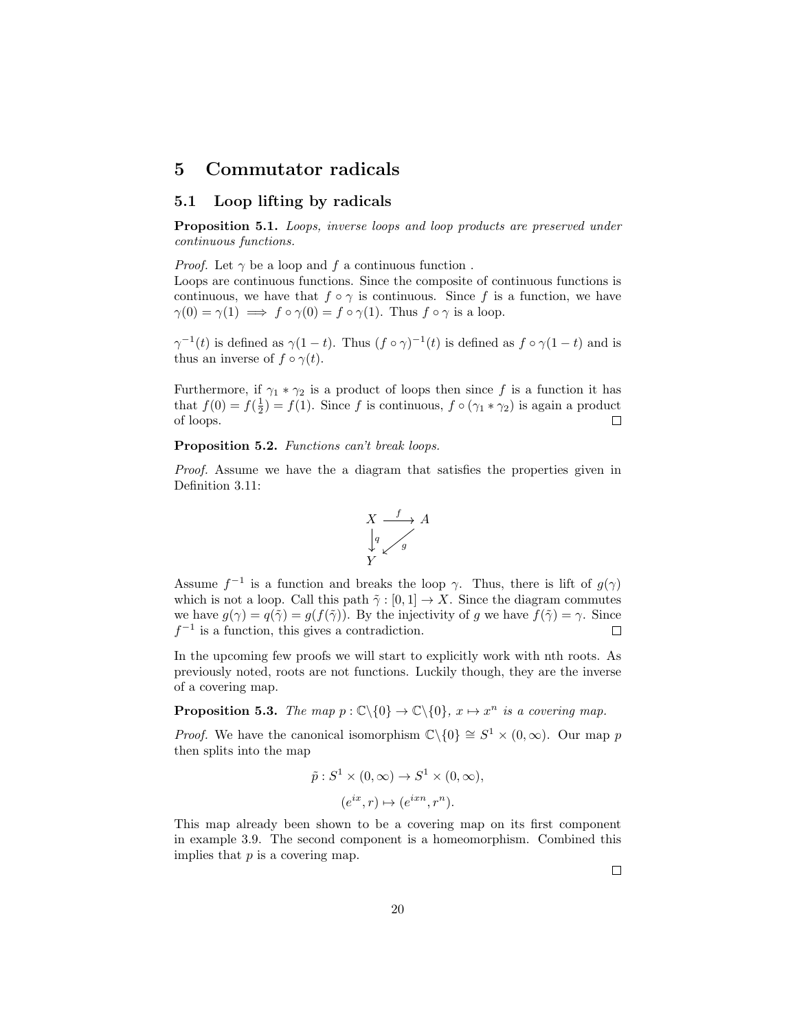# 5 Commutator radicals

## 5.1 Loop lifting by radicals

**Proposition 5.1.** *Loops, inverse loops and loop products are preserved under continuous functions.*

*Proof.* Let $\gamma$ be a loop and $f$ a continuous function .
Loops are continuous functions. Since the composite of continuous functions is continuous, we have that $f \circ \gamma$ is continuous. Since $f$ is a function, we have $\gamma(0) = \gamma(1) \implies f \circ \gamma(0) = f \circ \gamma(1)$. Thus $f \circ \gamma$ is a loop.

$\gamma^{-1}(t)$ is defined as $\gamma(1-t)$. Thus $(f \circ \gamma)^{-1}(t)$ is defined as $f \circ \gamma(1-t)$ and is thus an inverse of $f \circ \gamma(t)$.

Furthermore, if $\gamma_1 * \gamma_2$ is a product of loops then since $f$ is a function it has that $f(0) = f(\frac{1}{2}) = f(1)$. Since $f$ is continuous, $f \circ (\gamma_1 * \gamma_2)$ is again a product of loops. $\square$

**Proposition 5.2.** *Functions can't break loops.*

*Proof.* Assume we have the a diagram that satisfies the properties given in Definition 3.11:

$$\begin{array}{ccc} X & \xrightarrow{f} & A \\ \downarrow q & \swarrow g & \\ Y & & \end{array}$$

Assume $f^{-1}$ is a function and breaks the loop $\gamma$. Thus, there is lift of $g(\gamma)$ which is not a loop. Call this path $\tilde{\gamma} : [0,1] \to X$. Since the diagram commutes we have $g(\gamma) = q(\tilde{\gamma}) = g(f(\tilde{\gamma}))$. By the injectivity of $g$ we have $f(\tilde{\gamma}) = \gamma$. Since $f^{-1}$ is a function, this gives a contradiction. $\square$

In the upcoming few proofs we will start to explicitly work with nth roots. As previously noted, roots are not functions. Luckily though, they are the inverse of a covering map.

**Proposition 5.3.** *The map $p : \mathbb{C}\backslash\{0\} \to \mathbb{C}\backslash\{0\}$, $x \mapsto x^n$ is a covering map.*

*Proof.* We have the canonical isomorphism $\mathbb{C}\backslash\{0\} \cong S^1 \times (0, \infty)$. Our map $p$ then splits into the map

$$\tilde{p} : S^1 \times (0,\infty) \to S^1 \times (0,\infty),$$
$$(e^{ix}, r) \mapsto (e^{ixn}, r^n).$$

This map already been shown to be a covering map on its first component in example 3.9. The second component is a homeomorphism. Combined this implies that $p$ is a covering map. $\square$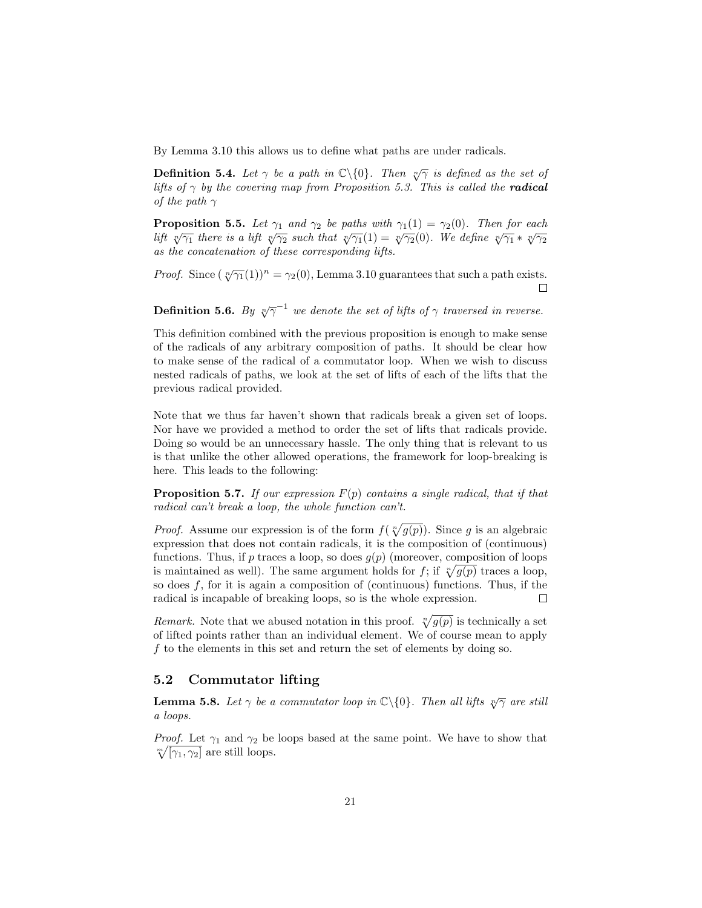By Lemma 3.10 this allows us to define what paths are under radicals.

**Definition 5.4.** *Let $\gamma$ be a path in $\mathbb{C}\backslash\{0\}$. Then $\sqrt[n]{\gamma}$ is defined as the set of lifts of $\gamma$ by the covering map from Proposition 5.3. This is called the* ***radical*** *of the path $\gamma$*

**Proposition 5.5.** *Let $\gamma_1$ and $\gamma_2$ be paths with $\gamma_1(1) = \gamma_2(0)$. Then for each lift $\sqrt[n]{\gamma_1}$ there is a lift $\sqrt[n]{\gamma_2}$ such that $\sqrt[n]{\gamma_1}(1) = \sqrt[n]{\gamma_2}(0)$. We define $\sqrt[n]{\gamma_1} * \sqrt[n]{\gamma_2}$ as the concatenation of these corresponding lifts.*

*Proof.* Since $(\sqrt[n]{\gamma_1}(1))^n = \gamma_2(0)$, Lemma 3.10 guarantees that such a path exists. □

**Definition 5.6.** *By $\sqrt[n]{\gamma}^{-1}$ we denote the set of lifts of $\gamma$ traversed in reverse.*

This definition combined with the previous proposition is enough to make sense of the radicals of any arbitrary composition of paths. It should be clear how to make sense of the radical of a commutator loop. When we wish to discuss nested radicals of paths, we look at the set of lifts of each of the lifts that the previous radical provided.

Note that we thus far haven't shown that radicals break a given set of loops. Nor have we provided a method to order the set of lifts that radicals provide. Doing so would be an unnecessary hassle. The only thing that is relevant to us is that unlike the other allowed operations, the framework for loop-breaking is here. This leads to the following:

**Proposition 5.7.** *If our expression $F(p)$ contains a single radical, that if that radical can't break a loop, the whole function can't.*

*Proof.* Assume our expression is of the form $f(\sqrt[n]{g(p)})$. Since $g$ is an algebraic expression that does not contain radicals, it is the composition of (continuous) functions. Thus, if $p$ traces a loop, so does $g(p)$ (moreover, composition of loops is maintained as well). The same argument holds for $f$; if $\sqrt[n]{g(p)}$ traces a loop, so does $f$, for it is again a composition of (continuous) functions. Thus, if the radical is incapable of breaking loops, so is the whole expression. □

*Remark.* Note that we abused notation in this proof. $\sqrt[n]{g(p)}$ is technically a set of lifted points rather than an individual element. We of course mean to apply $f$ to the elements in this set and return the set of elements by doing so.

## 5.2 Commutator lifting

**Lemma 5.8.** *Let $\gamma$ be a commutator loop in $\mathbb{C}\backslash\{0\}$. Then all lifts $\sqrt[n]{\gamma}$ are still a loops.*

*Proof.* Let $\gamma_1$ and $\gamma_2$ be loops based at the same point. We have to show that $\sqrt[m]{[\gamma_1, \gamma_2]}$ are still loops.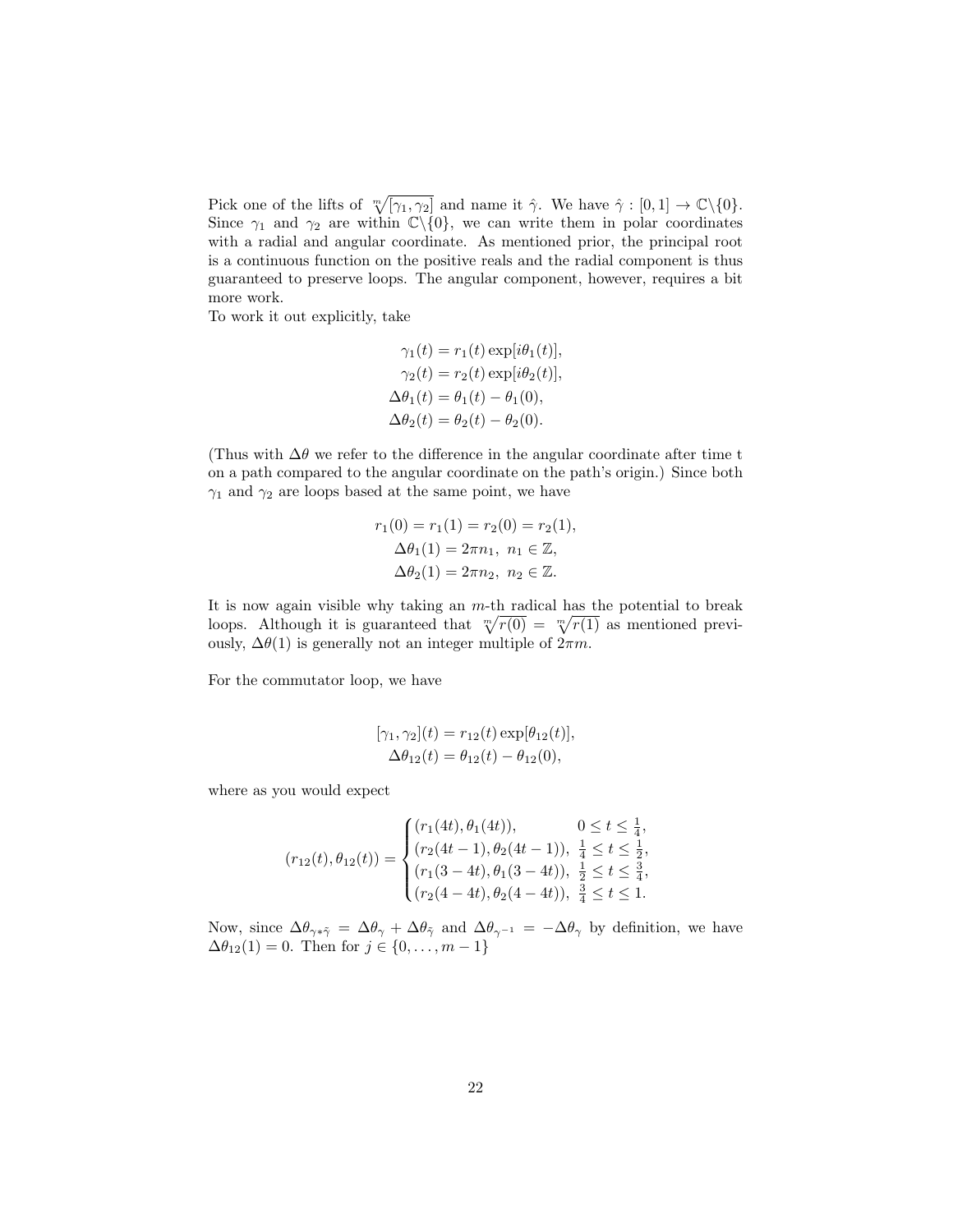Pick one of the lifts of $\sqrt[m]{[\gamma_1, \gamma_2]}$ and name it $\hat{\gamma}$. We have $\hat{\gamma} : [0, 1] \to \mathbb{C}\backslash\{0\}$. Since $\gamma_1$ and $\gamma_2$ are within $\mathbb{C}\backslash\{0\}$, we can write them in polar coordinates with a radial and angular coordinate. As mentioned prior, the principal root is a continuous function on the positive reals and the radial component is thus guaranteed to preserve loops. The angular component, however, requires a bit more work.

To work it out explicitly, take

$$
\begin{aligned}
\gamma_1(t) &= r_1(t) \exp[i\theta_1(t)], \\
\gamma_2(t) &= r_2(t) \exp[i\theta_2(t)], \\
\Delta\theta_1(t) &= \theta_1(t) - \theta_1(0), \\
\Delta\theta_2(t) &= \theta_2(t) - \theta_2(0).
\end{aligned}
$$

(Thus with $\Delta\theta$ we refer to the difference in the angular coordinate after time t on a path compared to the angular coordinate on the path's origin.) Since both $\gamma_1$ and $\gamma_2$ are loops based at the same point, we have

$$
\begin{aligned}
r_1(0) = r_1(1) &= r_2(0) = r_2(1), \\
\Delta\theta_1(1) &= 2\pi n_1, \; n_1 \in \mathbb{Z}, \\
\Delta\theta_2(1) &= 2\pi n_2, \; n_2 \in \mathbb{Z}.
\end{aligned}
$$

It is now again visible why taking an $m$-th radical has the potential to break loops. Although it is guaranteed that $\sqrt[m]{r(0)} = \sqrt[m]{r(1)}$ as mentioned previously, $\Delta\theta(1)$ is generally not an integer multiple of $2\pi m$.

For the commutator loop, we have

$$
\begin{aligned}
[\gamma_1, \gamma_2](t) &= r_{12}(t) \exp[\theta_{12}(t)], \\
\Delta\theta_{12}(t) &= \theta_{12}(t) - \theta_{12}(0),
\end{aligned}
$$

where as you would expect

$$
(r_{12}(t), \theta_{12}(t)) = \begin{cases}
(r_1(4t), \theta_1(4t)), & 0 \le t \le \frac{1}{4}, \\
(r_2(4t-1), \theta_2(4t-1)), & \frac{1}{4} \le t \le \frac{1}{2}, \\
(r_1(3-4t), \theta_1(3-4t)), & \frac{1}{2} \le t \le \frac{3}{4}, \\
(r_2(4-4t), \theta_2(4-4t)), & \frac{3}{4} \le t \le 1.
\end{cases}
$$

Now, since $\Delta\theta_{\gamma * \tilde{\gamma}} = \Delta\theta_\gamma + \Delta\theta_{\tilde{\gamma}}$ and $\Delta\theta_{\gamma^{-1}} = -\Delta\theta_\gamma$ by definition, we have $\Delta\theta_{12}(1) = 0$. Then for $j \in \{0, \ldots, m-1\}$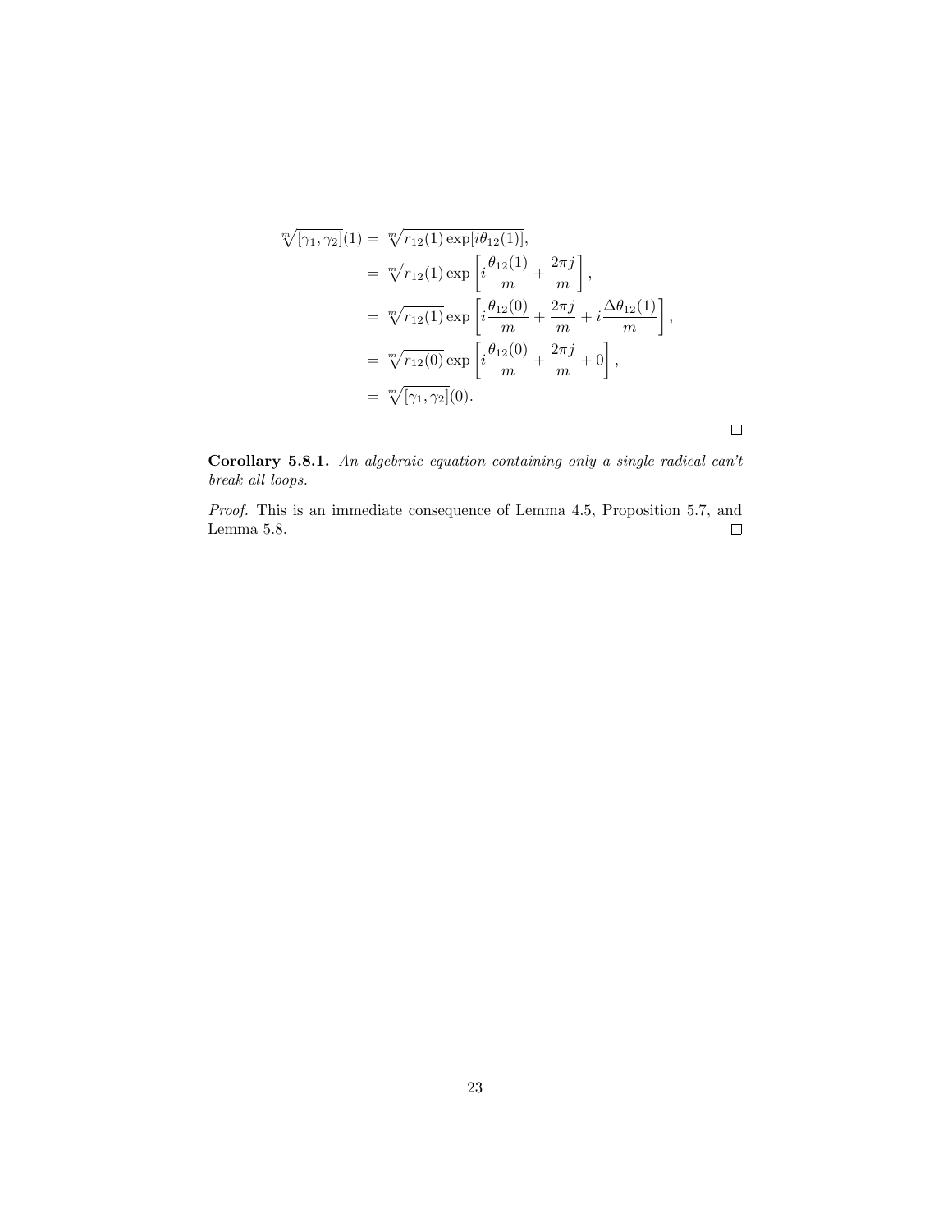$$
\begin{aligned}
\sqrt[m]{[\gamma_1,\gamma_2]}(1) &= \sqrt[m]{r_{12}(1)\exp[i\theta_{12}(1)]}, \\
&= \sqrt[m]{r_{12}(1)}\exp\left[i\frac{\theta_{12}(1)}{m}+\frac{2\pi j}{m}\right], \\
&= \sqrt[m]{r_{12}(1)}\exp\left[i\frac{\theta_{12}(0)}{m}+\frac{2\pi j}{m}+i\frac{\Delta\theta_{12}(1)}{m}\right], \\
&= \sqrt[m]{r_{12}(0)}\exp\left[i\frac{\theta_{12}(0)}{m}+\frac{2\pi j}{m}+0\right], \\
&= \sqrt[m]{[\gamma_1,\gamma_2]}(0).
\end{aligned}
$$

□

**Corollary 5.8.1.** *An algebraic equation containing only a single radical can't break all loops.*

*Proof.* This is an immediate consequence of Lemma 4.5, Proposition 5.7, and Lemma 5.8. □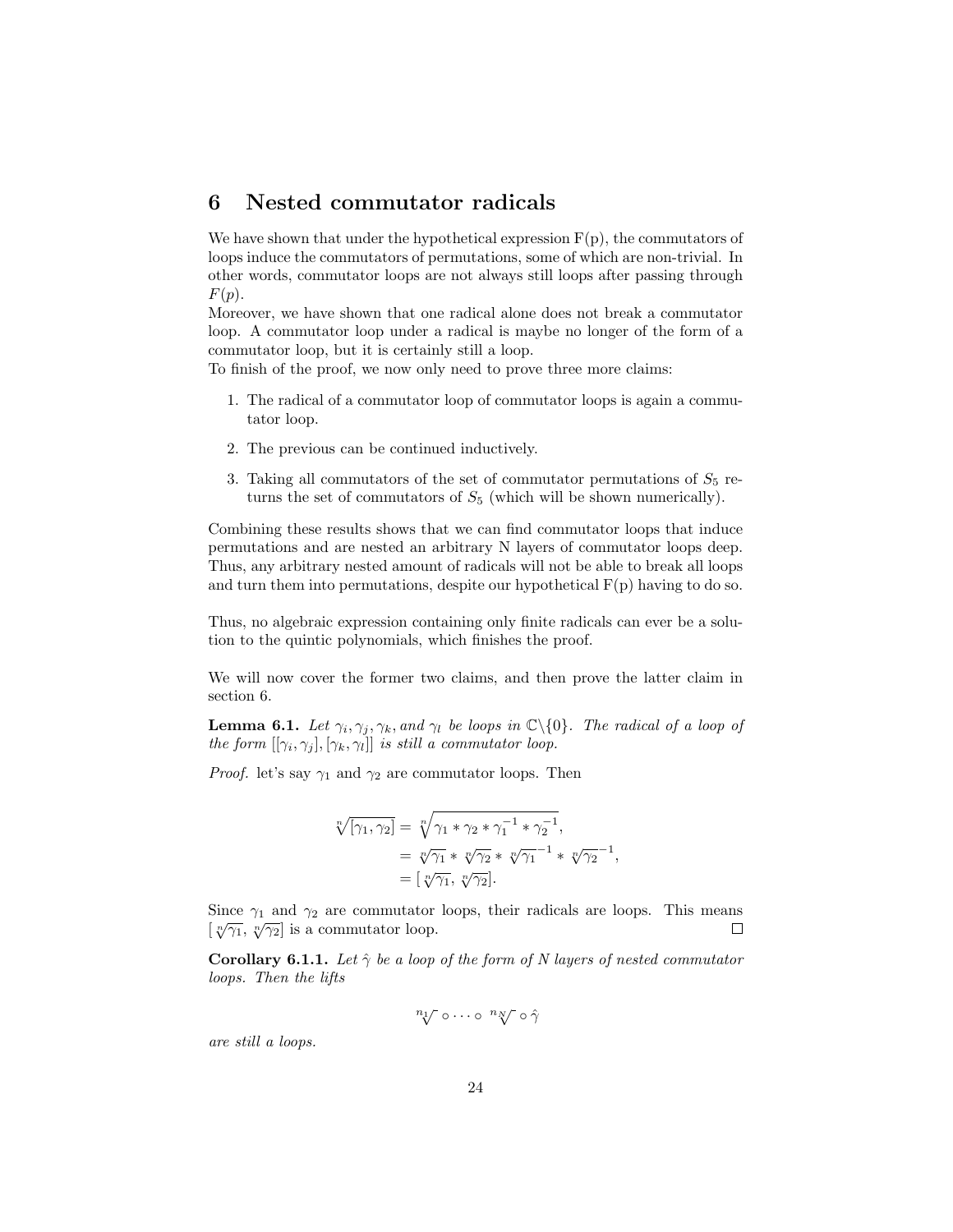## 6 Nested commutator radicals

We have shown that under the hypothetical expression F(p), the commutators of loops induce the commutators of permutations, some of which are non-trivial. In other words, commutator loops are not always still loops after passing through $F(p)$.

Moreover, we have shown that one radical alone does not break a commutator loop. A commutator loop under a radical is maybe no longer of the form of a commutator loop, but it is certainly still a loop.

To finish of the proof, we now only need to prove three more claims:

1. The radical of a commutator loop of commutator loops is again a commutator loop.
2. The previous can be continued inductively.
3. Taking all commutators of the set of commutator permutations of $S_5$ returns the set of commutators of $S_5$ (which will be shown numerically).

Combining these results shows that we can find commutator loops that induce permutations and are nested an arbitrary N layers of commutator loops deep. Thus, any arbitrary nested amount of radicals will not be able to break all loops and turn them into permutations, despite our hypothetical F(p) having to do so.

Thus, no algebraic expression containing only finite radicals can ever be a solution to the quintic polynomials, which finishes the proof.

We will now cover the former two claims, and then prove the latter claim in section 6.

**Lemma 6.1.** *Let $\gamma_i, \gamma_j, \gamma_k$, and $\gamma_l$ be loops in $\mathbb{C}\backslash\{0\}$. The radical of a loop of the form $[[\gamma_i, \gamma_j], [\gamma_k, \gamma_l]]$ is still a commutator loop.*

*Proof.* let's say $\gamma_1$ and $\gamma_2$ are commutator loops. Then

$$\begin{aligned}
\sqrt[n]{[\gamma_1, \gamma_2]} &= \sqrt[n]{\gamma_1 * \gamma_2 * \gamma_1^{-1} * \gamma_2^{-1}}, \\
&= \sqrt[n]{\gamma_1} * \sqrt[n]{\gamma_2} * \sqrt[n]{\gamma_1}^{-1} * \sqrt[n]{\gamma_2}^{-1}, \\
&= [\sqrt[n]{\gamma_1}, \sqrt[n]{\gamma_2}].
\end{aligned}$$

Since $\gamma_1$ and $\gamma_2$ are commutator loops, their radicals are loops. This means $[\sqrt[n]{\gamma_1}, \sqrt[n]{\gamma_2}]$ is a commutator loop. $\square$

**Corollary 6.1.1.** *Let $\hat{\gamma}$ be a loop of the form of N layers of nested commutator loops. Then the lifts*

$$\sqrt[n_1]{\phantom{x}} \circ \cdots \circ \sqrt[n_N]{\phantom{x}} \circ \hat{\gamma}$$

*are still a loops.*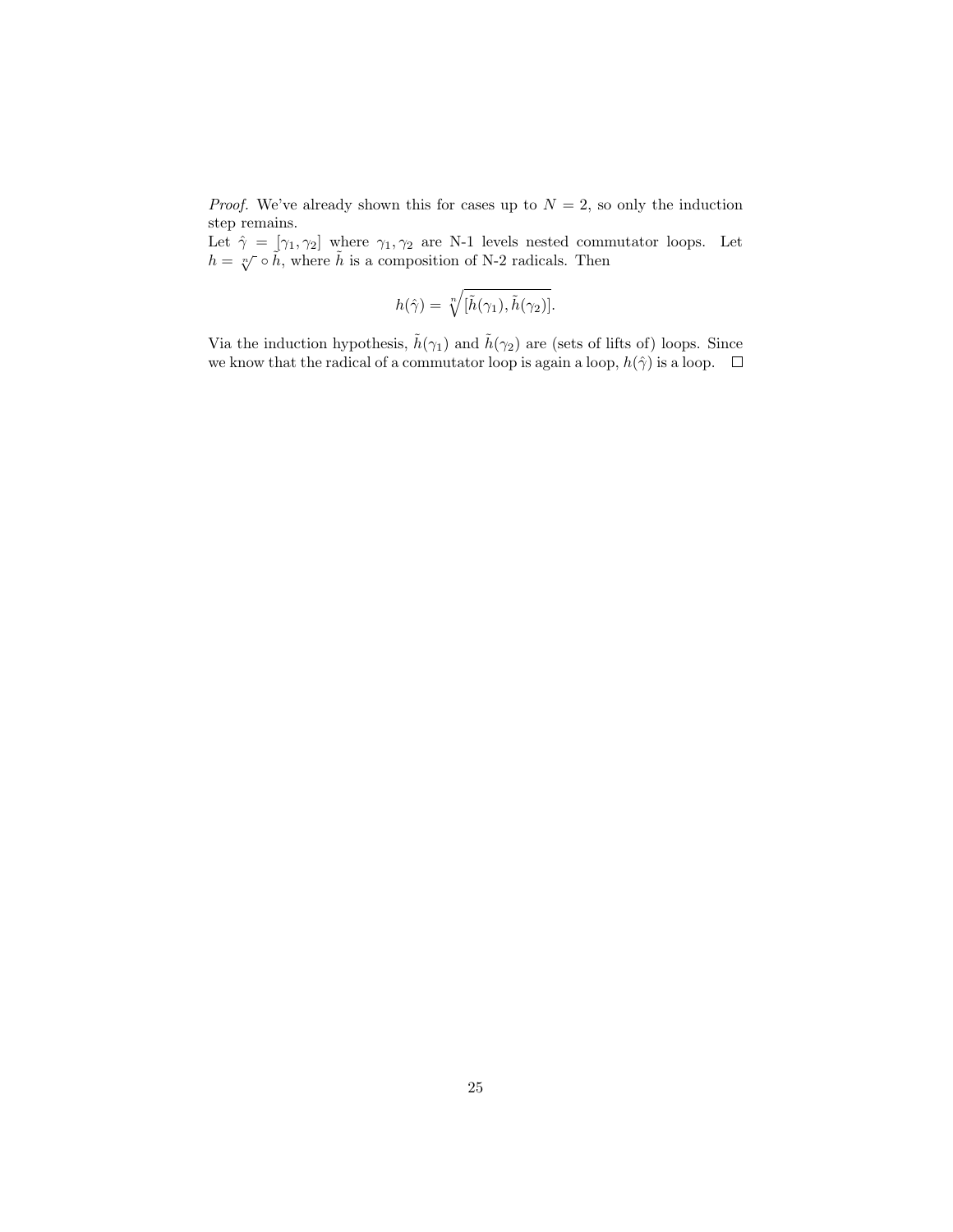*Proof.* We've already shown this for cases up to $N = 2$, so only the induction step remains.
Let $\hat{\gamma} = [\gamma_1, \gamma_2]$ where $\gamma_1, \gamma_2$ are N-1 levels nested commutator loops. Let $h = \sqrt[n]{\ } \circ \tilde{h}$, where $\tilde{h}$ is a composition of N-2 radicals. Then

$$h(\hat{\gamma}) = \sqrt[n]{[\tilde{h}(\gamma_1), \tilde{h}(\gamma_2)]}.$$

Via the induction hypothesis, $\tilde{h}(\gamma_1)$ and $\tilde{h}(\gamma_2)$ are (sets of lifts of) loops. Since we know that the radical of a commutator loop is again a loop, $h(\hat{\gamma})$ is a loop. $\square$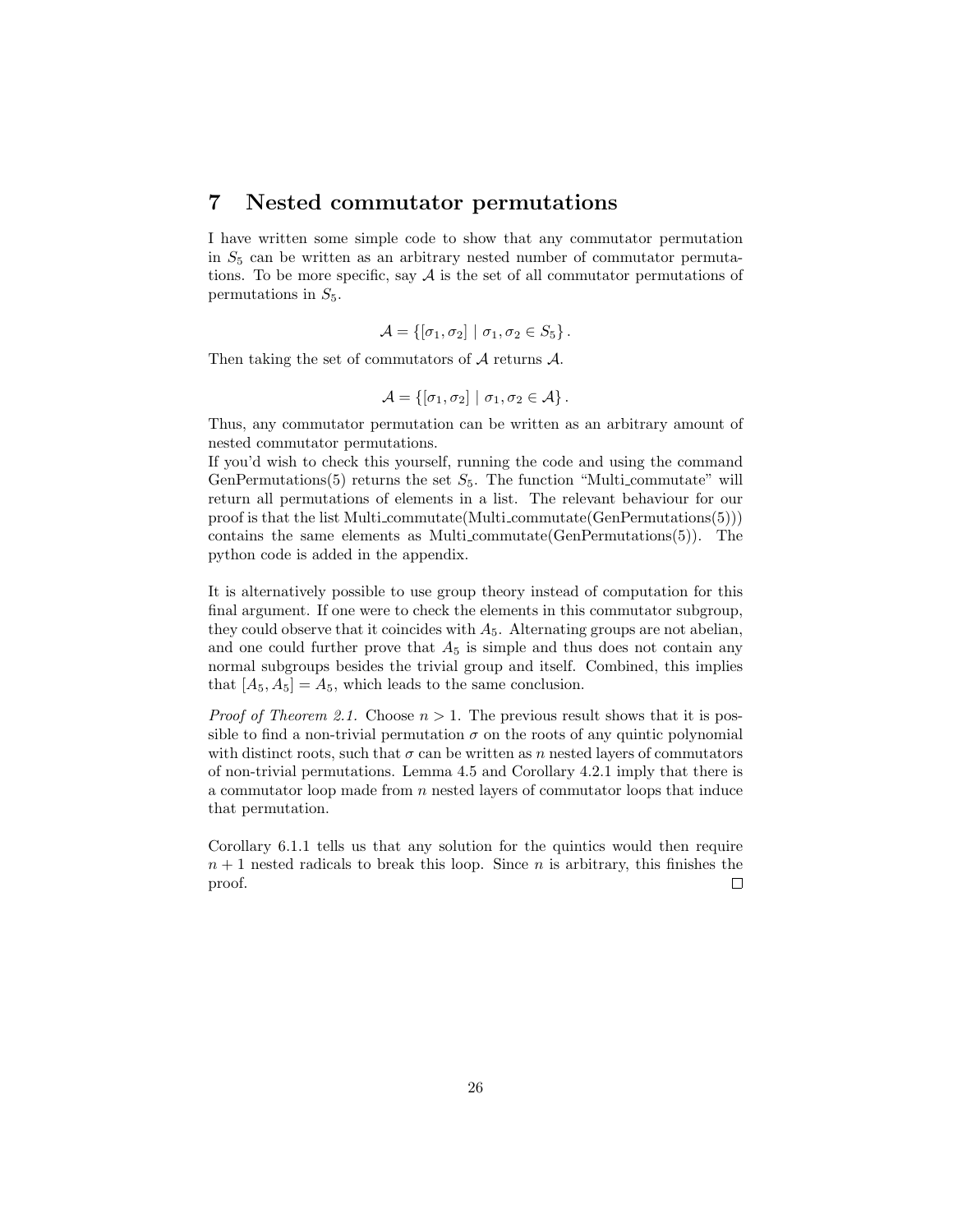# 7 Nested commutator permutations

I have written some simple code to show that any commutator permutation in $S_5$ can be written as an arbitrary nested number of commutator permutations. To be more specific, say $\mathcal{A}$ is the set of all commutator permutations of permutations in $S_5$.

$$\mathcal{A} = \{[\sigma_1, \sigma_2] \mid \sigma_1, \sigma_2 \in S_5\}.$$

Then taking the set of commutators of $\mathcal{A}$ returns $\mathcal{A}$.

$$\mathcal{A} = \{[\sigma_1, \sigma_2] \mid \sigma_1, \sigma_2 \in \mathcal{A}\}.$$

Thus, any commutator permutation can be written as an arbitrary amount of nested commutator permutations.
If you'd wish to check this yourself, running the code and using the command GenPermutations(5) returns the set $S_5$. The function "Multi_commutate" will return all permutations of elements in a list. The relevant behaviour for our proof is that the list Multi_commutate(Multi_commutate(GenPermutations(5))) contains the same elements as Multi_commutate(GenPermutations(5)). The python code is added in the appendix.

It is alternatively possible to use group theory instead of computation for this final argument. If one were to check the elements in this commutator subgroup, they could observe that it coincides with $A_5$. Alternating groups are not abelian, and one could further prove that $A_5$ is simple and thus does not contain any normal subgroups besides the trivial group and itself. Combined, this implies that $[A_5, A_5] = A_5$, which leads to the same conclusion.

*Proof of Theorem 2.1.* Choose $n > 1$. The previous result shows that it is possible to find a non-trivial permutation $\sigma$ on the roots of any quintic polynomial with distinct roots, such that $\sigma$ can be written as $n$ nested layers of commutators of non-trivial permutations. Lemma 4.5 and Corollary 4.2.1 imply that there is a commutator loop made from $n$ nested layers of commutator loops that induce that permutation.

Corollary 6.1.1 tells us that any solution for the quintics would then require $n + 1$ nested radicals to break this loop. Since $n$ is arbitrary, this finishes the proof. □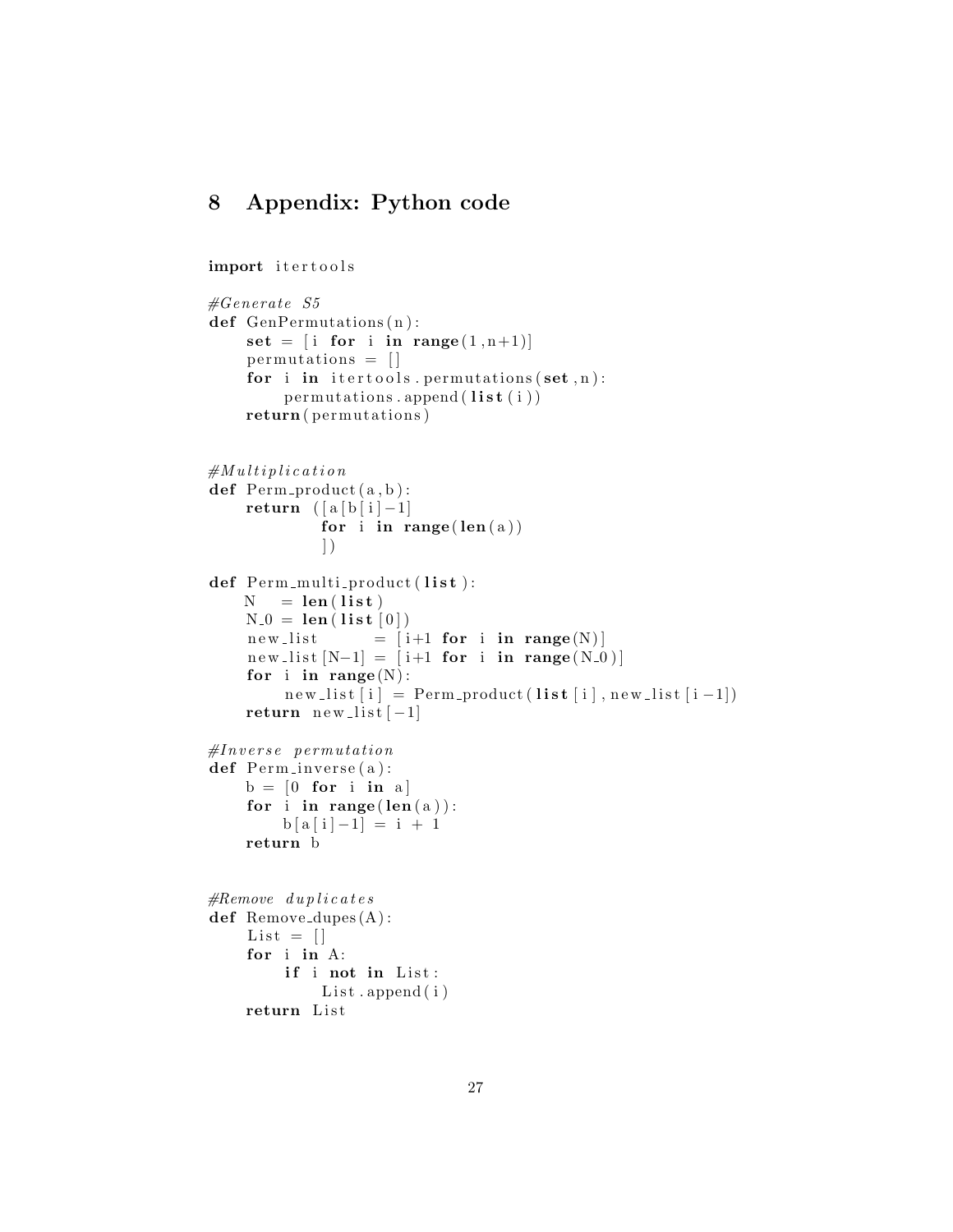# 8 Appendix: Python code

```python
import itertools

#Generate S5
def GenPermutations(n):
    set = [i for i in range(1,n+1)]
    permutations = []
    for i in itertools.permutations(set,n):
        permutations.append(list(i))
    return(permutations)


#Multiplication
def Perm_product(a,b):
    return ([a[b[i]-1]
            for i in range(len(a))
            ])

def Perm_multi_product(list):
    N   = len(list)
    N_0 = len(list[0])
    new_list      = [i+1 for i in range(N)]
    new_list[N-1] = [i+1 for i in range(N_0)]
    for i in range(N):
        new_list[i] = Perm_product(list[i],new_list[i-1])
    return new_list[-1]

#Inverse permutation
def Perm_inverse(a):
    b = [0 for i in a]
    for i in range(len(a)):
        b[a[i]-1] = i + 1
    return b


#Remove duplicates
def Remove_dupes(A):
    List = []
    for i in A:
        if i not in List:
            List.append(i)
    return List
```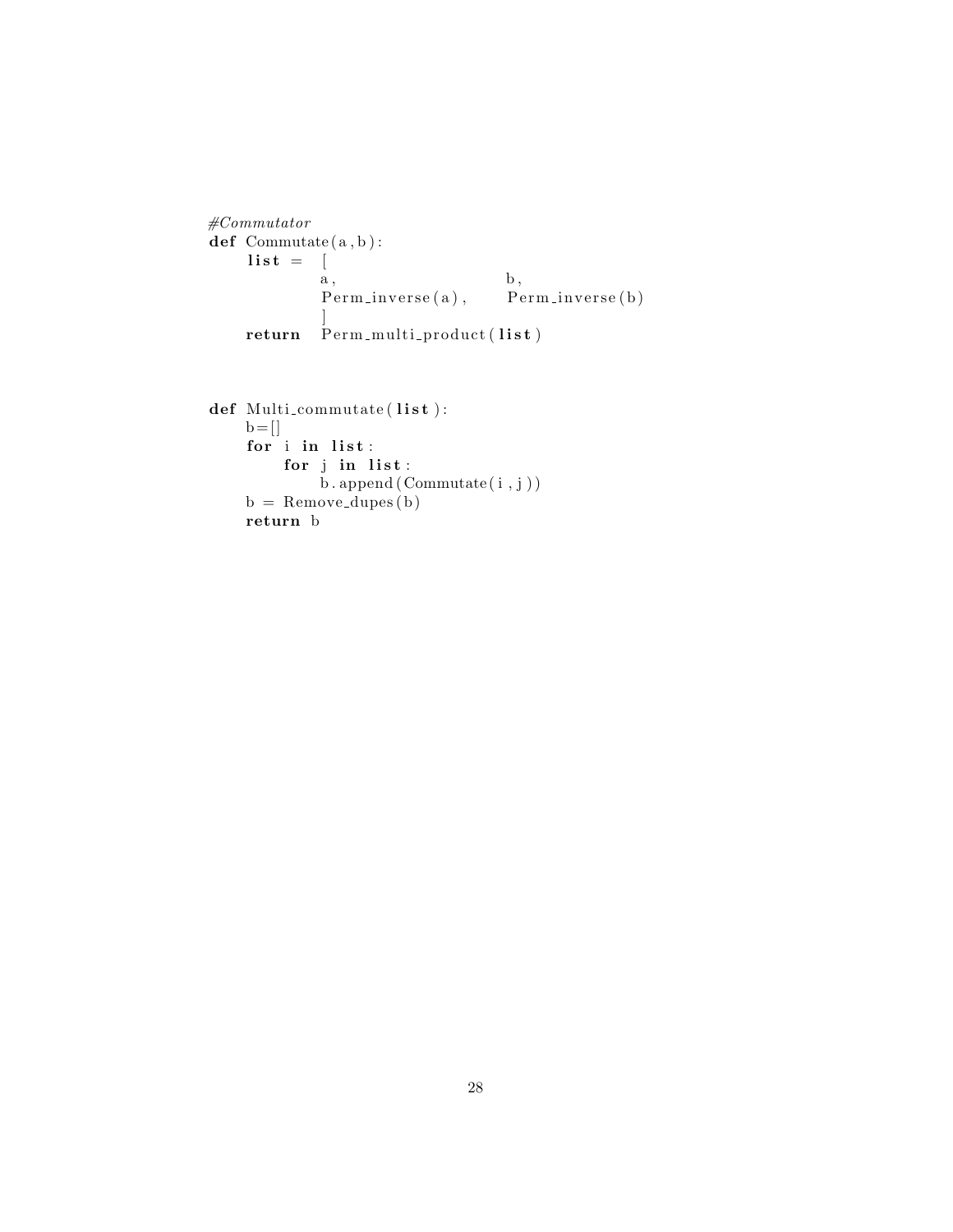```python
#Commutator
def Commutate(a,b):
    list =  [
            a,                      b,
            Perm_inverse(a),        Perm_inverse(b)
            ]
    return  Perm_multi_product(list)



def Multi_commutate(list):
    b=[]
    for i in list:
        for j in list:
            b.append(Commutate(i,j))
    b = Remove_dupes(b)
    return b
```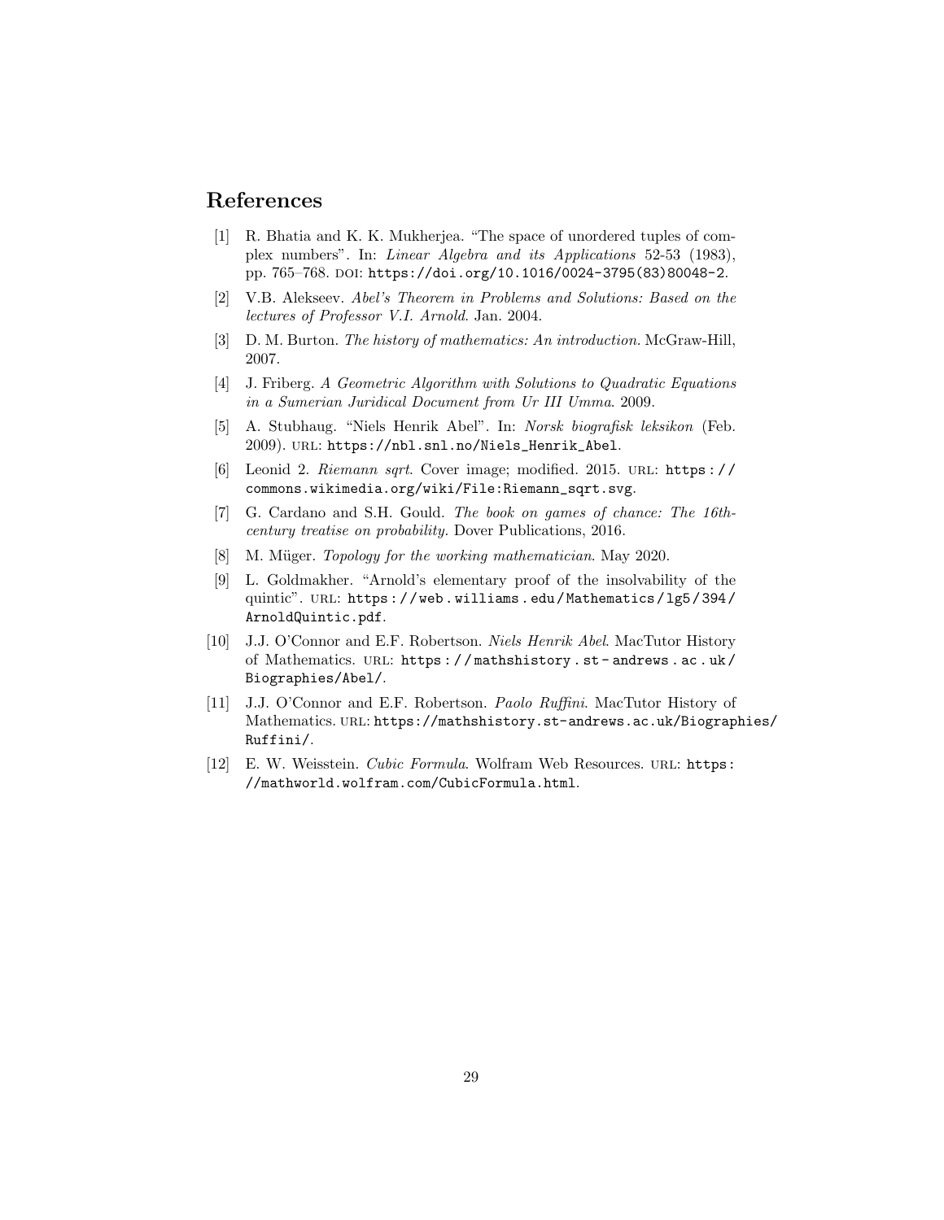## References

[1] R. Bhatia and K. K. Mukherjea. "The space of unordered tuples of complex numbers". In: *Linear Algebra and its Applications* 52-53 (1983), pp. 765–768. DOI: https://doi.org/10.1016/0024-3795(83)80048-2.

[2] V.B. Alekseev. *Abel's Theorem in Problems and Solutions: Based on the lectures of Professor V.I. Arnold*. Jan. 2004.

[3] D. M. Burton. *The history of mathematics: An introduction.* McGraw-Hill, 2007.

[4] J. Friberg. *A Geometric Algorithm with Solutions to Quadratic Equations in a Sumerian Juridical Document from Ur III Umma*. 2009.

[5] A. Stubhaug. "Niels Henrik Abel". In: *Norsk biografisk leksikon* (Feb. 2009). URL: https://nbl.snl.no/Niels_Henrik_Abel.

[6] Leonid 2. *Riemann sqrt*. Cover image; modified. 2015. URL: https://commons.wikimedia.org/wiki/File:Riemann_sqrt.svg.

[7] G. Cardano and S.H. Gould. *The book on games of chance: The 16th-century treatise on probability.* Dover Publications, 2016.

[8] M. Müger. *Topology for the working mathematician*. May 2020.

[9] L. Goldmakher. "Arnold's elementary proof of the insolvability of the quintic". URL: https://web.williams.edu/Mathematics/lg5/394/ArnoldQuintic.pdf.

[10] J.J. O'Connor and E.F. Robertson. *Niels Henrik Abel*. MacTutor History of Mathematics. URL: https://mathshistory.st-andrews.ac.uk/Biographies/Abel/.

[11] J.J. O'Connor and E.F. Robertson. *Paolo Ruffini*. MacTutor History of Mathematics. URL: https://mathshistory.st-andrews.ac.uk/Biographies/Ruffini/.

[12] E. W. Weisstein. *Cubic Formula*. Wolfram Web Resources. URL: https://mathworld.wolfram.com/CubicFormula.html.